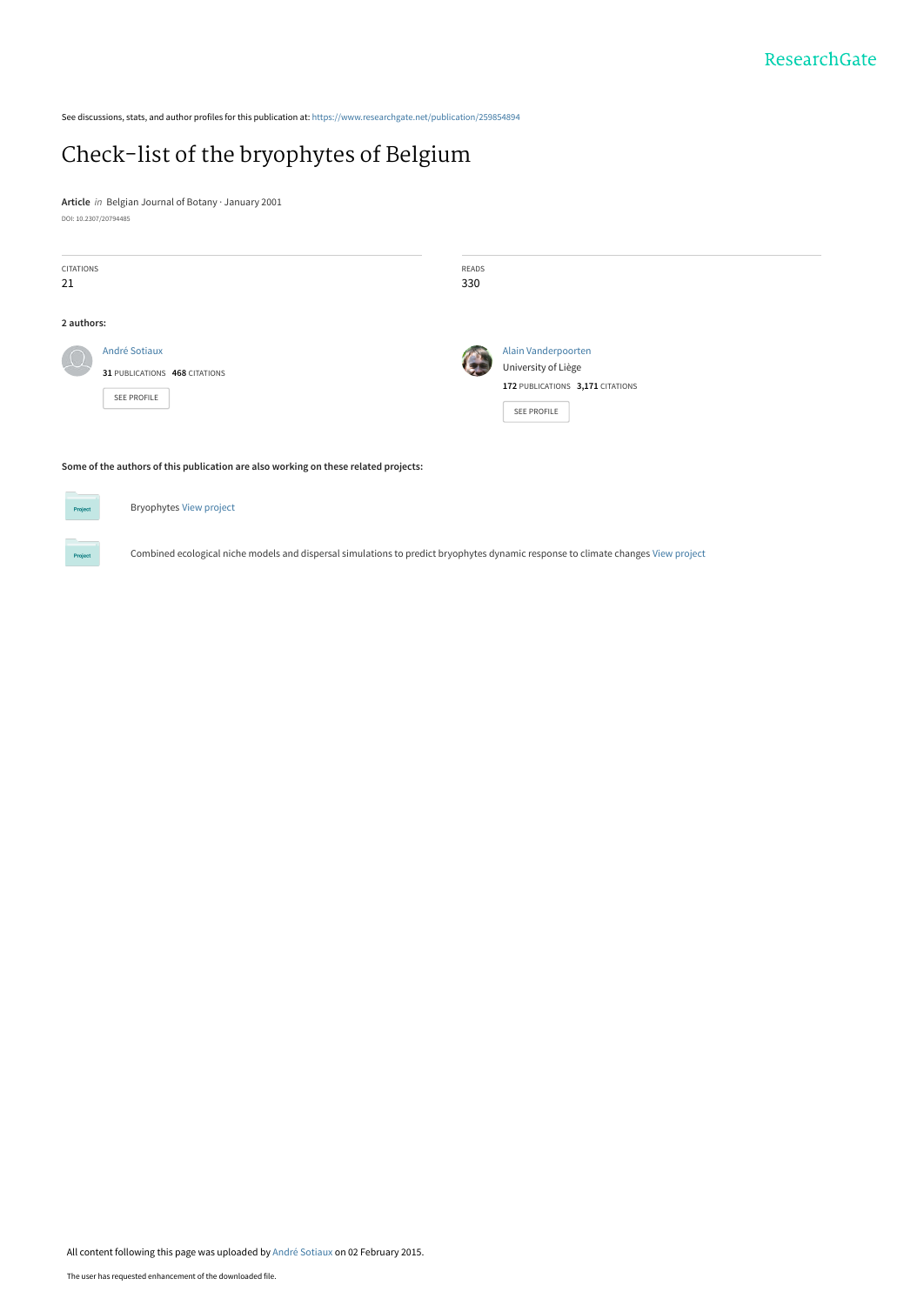See discussions, stats, and author profiles for this publication at: https://www.researchgate.net/publication/259854894

# Check-list of the bryophytes of Belgium

**Article** *in* Belgian Journal of Botany · January 2001

DOI: 10.2307/20794485

| CITATIONS | READS |
| --- | --- |
| 21 | 330 |

**2 authors:**

André Sotiaux
**31** PUBLICATIONS **468** CITATIONS
SEE PROFILE

Alain Vanderpoorten
University of Liège
**172** PUBLICATIONS **3,171** CITATIONS
SEE PROFILE

**Some of the authors of this publication are also working on these related projects:**

Bryophytes View project

Combined ecological niche models and dispersal simulations to predict bryophytes dynamic response to climate changes View project

All content following this page was uploaded by André Sotiaux on 02 February 2015.

The user has requested enhancement of the downloaded file.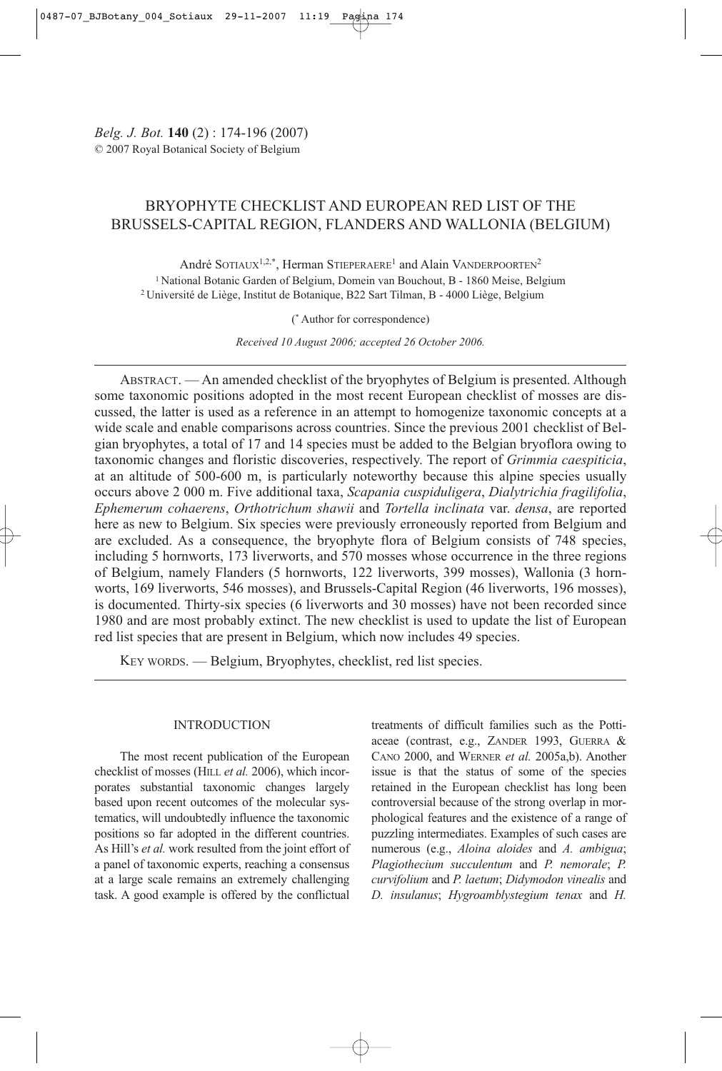*Belg. J. Bot.* **140** (2) : 174-196 (2007)
© 2007 Royal Botanical Society of Belgium

# BRYOPHYTE CHECKLIST AND EUROPEAN RED LIST OF THE BRUSSELS-CAPITAL REGION, FLANDERS AND WALLONIA (BELGIUM)

André SOTIAUX[1,2,*], Herman STIEPERAERE[1] and Alain VANDERPOORTEN[2]

[1] National Botanic Garden of Belgium, Domein van Bouchout, B - 1860 Meise, Belgium
[2] Université de Liège, Institut de Botanique, B22 Sart Tilman, B - 4000 Liège, Belgium

([*] Author for correspondence)

*Received 10 August 2006; accepted 26 October 2006.*

ABSTRACT. — An amended checklist of the bryophytes of Belgium is presented. Although some taxonomic positions adopted in the most recent European checklist of mosses are discussed, the latter is used as a reference in an attempt to homogenize taxonomic concepts at a wide scale and enable comparisons across countries. Since the previous 2001 checklist of Belgian bryophytes, a total of 17 and 14 species must be added to the Belgian bryoflora owing to taxonomic changes and floristic discoveries, respectively. The report of *Grimmia caespiticia*, at an altitude of 500-600 m, is particularly noteworthy because this alpine species usually occurs above 2 000 m. Five additional taxa, *Scapania cuspiduligera*, *Dialytrichia fragilifolia*, *Ephemerum cohaerens*, *Orthotrichum shawii* and *Tortella inclinata* var. *densa*, are reported here as new to Belgium. Six species were previously erroneously reported from Belgium and are excluded. As a consequence, the bryophyte flora of Belgium consists of 748 species, including 5 hornworts, 173 liverworts, and 570 mosses whose occurrence in the three regions of Belgium, namely Flanders (5 hornworts, 122 liverworts, 399 mosses), Wallonia (3 hornworts, 169 liverworts, 546 mosses), and Brussels-Capital Region (46 liverworts, 196 mosses), is documented. Thirty-six species (6 liverworts and 30 mosses) have not been recorded since 1980 and are most probably extinct. The new checklist is used to update the list of European red list species that are present in Belgium, which now includes 49 species.

KEY WORDS. — Belgium, Bryophytes, checklist, red list species.

## INTRODUCTION

The most recent publication of the European checklist of mosses (HILL *et al.* 2006), which incorporates substantial taxonomic changes largely based upon recent outcomes of the molecular systematics, will undoubtedly influence the taxonomic positions so far adopted in the different countries. As Hill's *et al.* work resulted from the joint effort of a panel of taxonomic experts, reaching a consensus at a large scale remains an extremely challenging task. A good example is offered by the conflictual treatments of difficult families such as the Pottiaceae (contrast, e.g., ZANDER 1993, GUERRA & CANO 2000, and WERNER *et al.* 2005a,b). Another issue is that the status of some of the species retained in the European checklist has long been controversial because of the strong overlap in morphological features and the existence of a range of puzzling intermediates. Examples of such cases are numerous (e.g., *Aloina aloides* and *A. ambigua*; *Plagiothecium succulentum* and *P. nemorale*; *P. curvifolium* and *P. laetum*; *Didymodon vinealis* and *D. insulanus*; *Hygroamblystegium tenax* and *H.*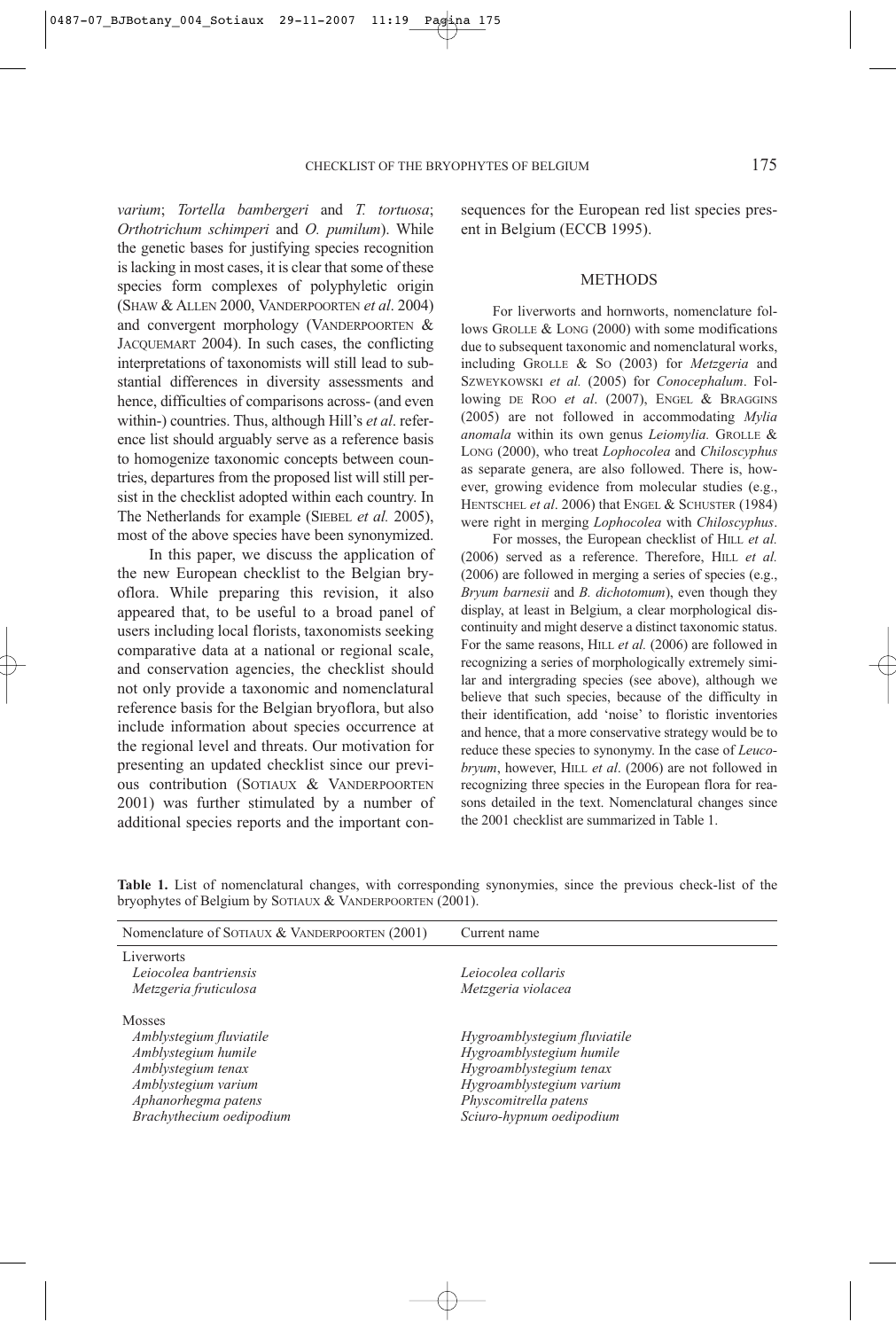*varium*; *Tortella bambergeri* and *T. tortuosa*; *Orthotrichum schimperi* and *O. pumilum*). While the genetic bases for justifying species recognition is lacking in most cases, it is clear that some of these species form complexes of polyphyletic origin (SHAW & ALLEN 2000, VANDERPOORTEN *et al*. 2004) and convergent morphology (VANDERPOORTEN & JACQUEMART 2004). In such cases, the conflicting interpretations of taxonomists will still lead to substantial differences in diversity assessments and hence, difficulties of comparisons across- (and even within-) countries. Thus, although Hill's *et al*. reference list should arguably serve as a reference basis to homogenize taxonomic concepts between countries, departures from the proposed list will still persist in the checklist adopted within each country. In The Netherlands for example (SIEBEL *et al.* 2005), most of the above species have been synonymized.

In this paper, we discuss the application of the new European checklist to the Belgian bryoflora. While preparing this revision, it also appeared that, to be useful to a broad panel of users including local florists, taxonomists seeking comparative data at a national or regional scale, and conservation agencies, the checklist should not only provide a taxonomic and nomenclatural reference basis for the Belgian bryoflora, but also include information about species occurrence at the regional level and threats. Our motivation for presenting an updated checklist since our previous contribution (SOTIAUX & VANDERPOORTEN 2001) was further stimulated by a number of additional species reports and the important consequences for the European red list species present in Belgium (ECCB 1995).

## METHODS

For liverworts and hornworts, nomenclature follows GROLLE & LONG (2000) with some modifications due to subsequent taxonomic and nomenclatural works, including GROLLE & SO (2003) for *Metzgeria* and SZWEYKOWSKI *et al.* (2005) for *Conocephalum*. Following DE ROO *et al*. (2007), ENGEL & BRAGGINS (2005) are not followed in accommodating *Mylia anomala* within its own genus *Leiomylia.* GROLLE & LONG (2000), who treat *Lophocolea* and *Chiloscyphus* as separate genera, are also followed. There is, however, growing evidence from molecular studies (e.g., HENTSCHEL *et al*. 2006) that ENGEL & SCHUSTER (1984) were right in merging *Lophocolea* with *Chiloscyphus*.

For mosses, the European checklist of HILL *et al.* (2006) served as a reference. Therefore, HILL *et al.* (2006) are followed in merging a series of species (e.g., *Bryum barnesii* and *B. dichotomum*), even though they display, at least in Belgium, a clear morphological discontinuity and might deserve a distinct taxonomic status. For the same reasons, HILL *et al.* (2006) are followed in recognizing a series of morphologically extremely similar and intergrading species (see above), although we believe that such species, because of the difficulty in their identification, add 'noise' to floristic inventories and hence, that a more conservative strategy would be to reduce these species to synonymy. In the case of *Leucobryum*, however, HILL *et al*. (2006) are not followed in recognizing three species in the European flora for reasons detailed in the text. Nomenclatural changes since the 2001 checklist are summarized in Table 1.

**Table 1.** List of nomenclatural changes, with corresponding synonymies, since the previous check-list of the bryophytes of Belgium by SOTIAUX & VANDERPOORTEN (2001).

| Nomenclature of SOTIAUX & VANDERPOORTEN (2001) | Current name |
|---|---|
| Liverworts | |
| *Leiocolea bantriensis* | *Leiocolea collaris* |
| *Metzgeria fruticulosa* | *Metzgeria violacea* |
| Mosses | |
| *Amblystegium fluviatile* | *Hygroamblystegium fluviatile* |
| *Amblystegium humile* | *Hygroamblystegium humile* |
| *Amblystegium tenax* | *Hygroamblystegium tenax* |
| *Amblystegium varium* | *Hygroamblystegium varium* |
| *Aphanorhegma patens* | *Physcomitrella patens* |
| *Brachythecium oedipodium* | *Sciuro-hypnum oedipodium* |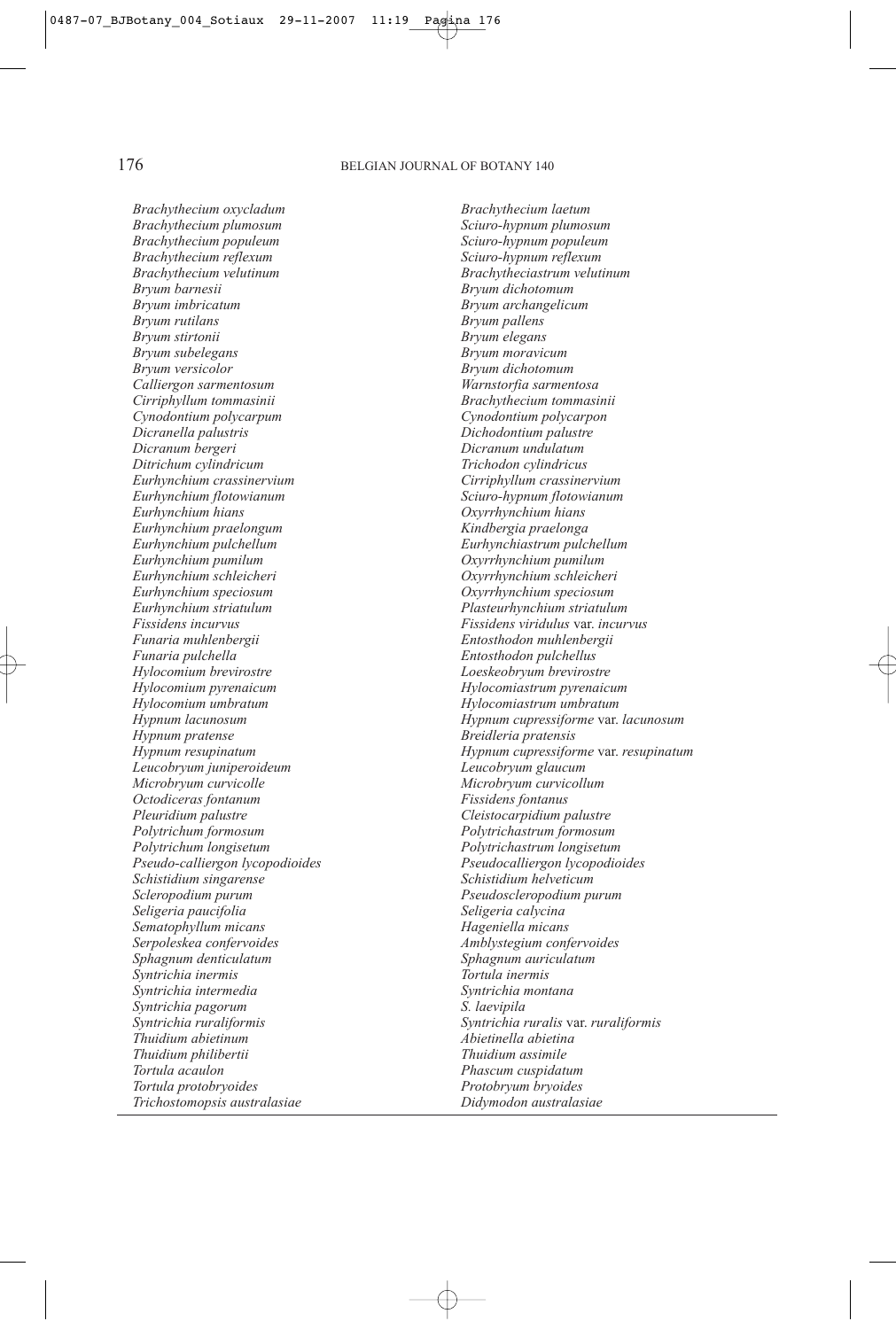| | |
|---|---|
| *Brachythecium oxycladum* | *Brachythecium laetum* |
| *Brachythecium plumosum* | *Sciuro-hypnum plumosum* |
| *Brachythecium populeum* | *Sciuro-hypnum populeum* |
| *Brachythecium reflexum* | *Sciuro-hypnum reflexum* |
| *Brachythecium velutinum* | *Brachytheciastrum velutinum* |
| *Bryum barnesii* | *Bryum dichotomum* |
| *Bryum imbricatum* | *Bryum archangelicum* |
| *Bryum rutilans* | *Bryum pallens* |
| *Bryum stirtonii* | *Bryum elegans* |
| *Bryum subelegans* | *Bryum moravicum* |
| *Bryum versicolor* | *Bryum dichotomum* |
| *Calliergon sarmentosum* | *Warnstorfia sarmentosa* |
| *Cirriphyllum tommasinii* | *Brachythecium tommasinii* |
| *Cynodontium polycarpum* | *Cynodontium polycarpon* |
| *Dicranella palustris* | *Dichodontium palustre* |
| *Dicranum bergeri* | *Dicranum undulatum* |
| *Ditrichum cylindricum* | *Trichodon cylindricus* |
| *Eurhynchium crassinervium* | *Cirriphyllum crassinervium* |
| *Eurhynchium flotowianum* | *Sciuro-hypnum flotowianum* |
| *Eurhynchium hians* | *Oxyrrhynchium hians* |
| *Eurhynchium praelongum* | *Kindbergia praelonga* |
| *Eurhynchium pulchellum* | *Eurhynchiastrum pulchellum* |
| *Eurhynchium pumilum* | *Oxyrrhynchium pumilum* |
| *Eurhynchium schleicheri* | *Oxyrrhynchium schleicheri* |
| *Eurhynchium speciosum* | *Oxyrrhynchium speciosum* |
| *Eurhynchium striatulum* | *Plasteurhynchium striatulum* |
| *Fissidens incurvus* | *Fissidens viridulus* var. *incurvus* |
| *Funaria muhlenbergii* | *Entosthodon muhlenbergii* |
| *Funaria pulchella* | *Entosthodon pulchellus* |
| *Hylocomium brevirostre* | *Loeskeobryum brevirostre* |
| *Hylocomium pyrenaicum* | *Hylocomiastrum pyrenaicum* |
| *Hylocomium umbratum* | *Hylocomiastrum umbratum* |
| *Hypnum lacunosum* | *Hypnum cupressiforme* var. *lacunosum* |
| *Hypnum pratense* | *Breidleria pratensis* |
| *Hypnum resupinatum* | *Hypnum cupressiforme* var. *resupinatum* |
| *Leucobryum juniperoideum* | *Leucobryum glaucum* |
| *Microbryum curvicolle* | *Microbryum curvicollum* |
| *Octodiceras fontanum* | *Fissidens fontanus* |
| *Pleuridium palustre* | *Cleistocarpidium palustre* |
| *Polytrichum formosum* | *Polytrichastrum formosum* |
| *Polytrichum longisetum* | *Polytrichastrum longisetum* |
| *Pseudo-calliergon lycopodioides* | *Pseudocalliergon lycopodioides* |
| *Schistidium singarense* | *Schistidium helveticum* |
| *Scleropodium purum* | *Pseudoscleropodium purum* |
| *Seligeria paucifolia* | *Seligeria calycina* |
| *Sematophyllum micans* | *Hageniella micans* |
| *Serpoleskea confervoides* | *Amblystegium confervoides* |
| *Sphagnum denticulatum* | *Sphagnum auriculatum* |
| *Syntrichia inermis* | *Tortula inermis* |
| *Syntrichia intermedia* | *Syntrichia montana* |
| *Syntrichia pagorum* | *S. laevipila* |
| *Syntrichia ruraliformis* | *Syntrichia ruralis* var. *ruraliformis* |
| *Thuidium abietinum* | *Abietinella abietina* |
| *Thuidium philibertii* | *Thuidium assimile* |
| *Tortula acaulon* | *Phascum cuspidatum* |
| *Tortula protobryoides* | *Protobryum bryoides* |
| *Trichostomopsis australasiae* | *Didymodon australasiae* |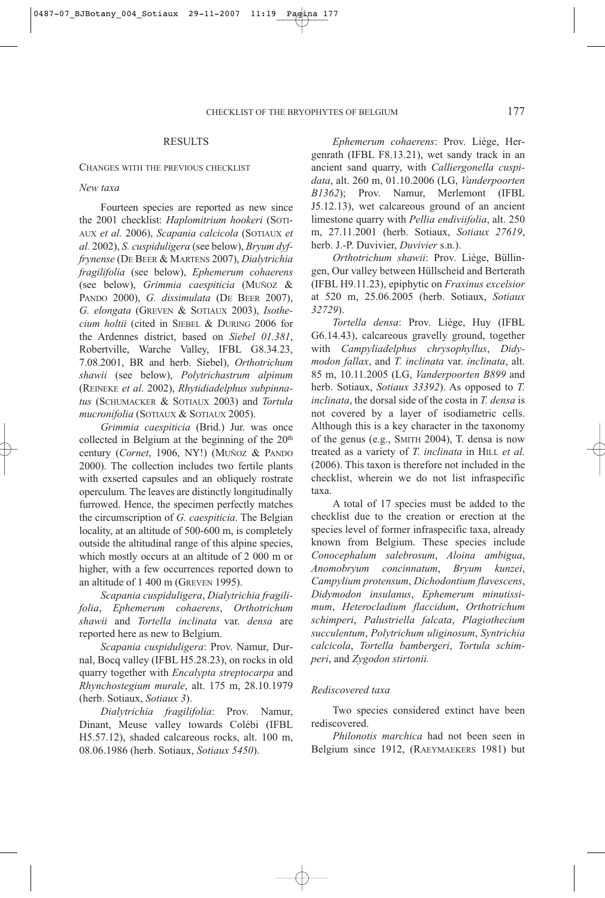## RESULTS

### CHANGES WITH THE PREVIOUS CHECKLIST

#### *New taxa*

Fourteen species are reported as new since the 2001 checklist: *Haplomitrium hookeri* (SOTIAUX *et al.* 2006), *Scapania calcicola* (SOTIAUX *et al.* 2002), *S. cuspiduligera* (see below), *Bryum dyffrynense* (DE BEER & MARTENS 2007), *Dialytrichia fragilifolia* (see below), *Ephemerum cohaerens* (see below), *Grimmia caespiticia* (MUÑOZ & PANDO 2000), *G. dissimulata* (DE BEER 2007), *G. elongata* (GREVEN & SOTIAUX 2003), *Isothecium holtii* (cited in SIEBEL & DURING 2006 for the Ardennes district, based on *Siebel 01.381*, Robertville, Warche Valley, IFBL G8.34.23, 7.08.2001, BR and herb. Siebel), *Orthotrichum shawii* (see below), *Polytrichastrum alpinum* (REINEKE *et al*. 2002), *Rhytidiadelphus subpinnatus* (SCHUMACKER & SOTIAUX 2003) and *Tortula mucronifolia* (SOTIAUX & SOTIAUX 2005).

*Grimmia caespiticia* (Brid.) Jur. was once collected in Belgium at the beginning of the 20th century (*Cornet*, 1906, NY!) (MUÑOZ & PANDO 2000). The collection includes two fertile plants with exserted capsules and an obliquely rostrate operculum. The leaves are distinctly longitudinally furrowed. Hence, the specimen perfectly matches the circumscription of *G. caespiticia*. The Belgian locality, at an altitude of 500-600 m, is completely outside the altitudinal range of this alpine species, which mostly occurs at an altitude of 2 000 m or higher, with a few occurrences reported down to an altitude of 1 400 m (GREVEN 1995).

*Scapania cuspiduligera*, *Dialytrichia fragilifolia*, *Ephemerum cohaerens*, *Orthotrichum shawii* and *Tortella inclinata* var. *densa* are reported here as new to Belgium.

*Scapania cuspiduligera*: Prov. Namur, Durnal, Bocq valley (IFBL H5.28.23), on rocks in old quarry together with *Encalypta streptocarpa* and *Rhynchostegium murale*, alt. 175 m, 28.10.1979 (herb. Sotiaux, *Sotiaux 3*).

*Dialytrichia fragilifolia*: Prov. Namur, Dinant, Meuse valley towards Colébi (IFBL H5.57.12), shaded calcareous rocks, alt. 100 m, 08.06.1986 (herb. Sotiaux, *Sotiaux 5450*).

*Ephemerum cohaerens*: Prov. Liège, Hergenrath (IFBL F8.13.21), wet sandy track in an ancient sand quarry, with *Calliergonella cuspidata*, alt. 260 m, 01.10.2006 (LG, *Vanderpoorten B1362*); Prov. Namur, Merlemont (IFBL J5.12.13), wet calcareous ground of an ancient limestone quarry with *Pellia endiviifolia*, alt. 250 m, 27.11.2001 (herb. Sotiaux, *Sotiaux 27619*, herb. J.-P. Duvivier, *Duvivier* s.n.).

*Orthotrichum shawii*: Prov. Liège, Büllingen, Our valley between Hüllscheid and Berterath (IFBL H9.11.23), epiphytic on *Fraxinus excelsior* at 520 m, 25.06.2005 (herb. Sotiaux, *Sotiaux 32729*).

*Tortella densa*: Prov. Liège, Huy (IFBL G6.14.43), calcareous gravelly ground, together with *Campyliadelphus chrysophyllus*, *Didymodon fallax*, and *T. inclinata* var. *inclinata*, alt. 85 m, 10.11.2005 (LG, *Vanderpoorten B899* and herb. Sotiaux, *Sotiaux 33392*). As opposed to *T. inclinata*, the dorsal side of the costa in *T. densa* is not covered by a layer of isodiametric cells. Although this is a key character in the taxonomy of the genus (e.g., SMITH 2004), T. densa is now treated as a variety of *T. inclinata* in HILL *et al.* (2006). This taxon is therefore not included in the checklist, wherein we do not list infraspecific taxa.

A total of 17 species must be added to the checklist due to the creation or erection at the species level of former infraspecific taxa, already known from Belgium. These species include *Conocephalum salebrosum*, *Aloina ambigua*, *Anomobryum concinnatum*, *Bryum kunzei*, *Campylium protensum*, *Dichodontium flavescens*, *Didymodon insulanus*, *Ephemerum minutissimum*, *Heterocladium flaccidum*, *Orthotrichum schimperi*, *Palustriella falcata*, *Plagiothecium succulentum*, *Polytrichum uliginosum*, *Syntrichia calcicola*, *Tortella bambergeri*, *Tortula schimperi*, and *Zygodon stirtonii.*

#### *Rediscovered taxa*

Two species considered extinct have been rediscovered.

*Philonotis marchica* had not been seen in Belgium since 1912, (RAEYMAEKERS 1981) but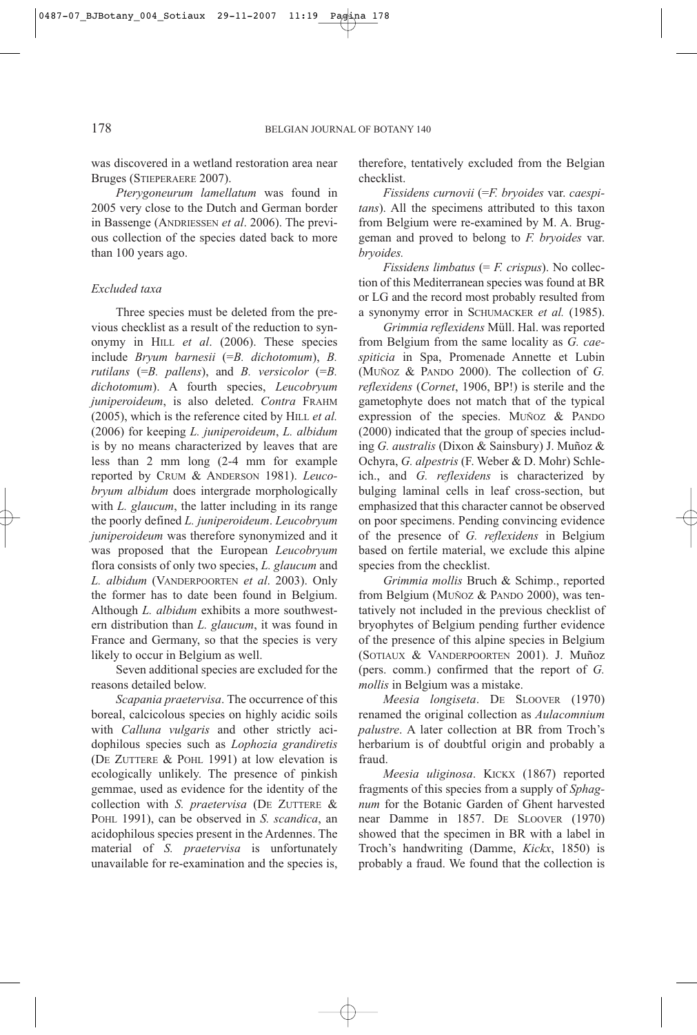was discovered in a wetland restoration area near Bruges (STIEPERAERE 2007).

*Pterygoneurum lamellatum* was found in 2005 very close to the Dutch and German border in Bassenge (ANDRIESSEN *et al*. 2006). The previous collection of the species dated back to more than 100 years ago.

### *Excluded taxa*

Three species must be deleted from the previous checklist as a result of the reduction to synonymy in HILL *et al*. (2006). These species include *Bryum barnesii* (=*B. dichotomum*), *B. rutilans* (=*B. pallens*), and *B. versicolor* (=*B. dichotomum*). A fourth species, *Leucobryum juniperoideum*, is also deleted. *Contra* FRAHM (2005), which is the reference cited by HILL *et al.* (2006) for keeping *L. juniperoideum*, *L. albidum* is by no means characterized by leaves that are less than 2 mm long (2-4 mm for example reported by CRUM & ANDERSON 1981). *Leucobryum albidum* does intergrade morphologically with *L. glaucum*, the latter including in its range the poorly defined *L. juniperoideum*. *Leucobryum juniperoideum* was therefore synonymized and it was proposed that the European *Leucobryum* flora consists of only two species, *L. glaucum* and *L. albidum* (VANDERPOORTEN *et al*. 2003). Only the former has to date been found in Belgium. Although *L. albidum* exhibits a more southwestern distribution than *L. glaucum*, it was found in France and Germany, so that the species is very likely to occur in Belgium as well.

Seven additional species are excluded for the reasons detailed below.

*Scapania praetervisa*. The occurrence of this boreal, calcicolous species on highly acidic soils with *Calluna vulgaris* and other strictly acidophilous species such as *Lophozia grandiretis* (DE ZUTTERE & POHL 1991) at low elevation is ecologically unlikely. The presence of pinkish gemmae, used as evidence for the identity of the collection with *S. praetervisa* (DE ZUTTERE & POHL 1991), can be observed in *S. scandica*, an acidophilous species present in the Ardennes. The material of *S. praetervisa* is unfortunately unavailable for re-examination and the species is, therefore, tentatively excluded from the Belgian checklist.

*Fissidens curnovii* (=*F. bryoides* var. *caespitans*). All the specimens attributed to this taxon from Belgium were re-examined by M. A. Bruggeman and proved to belong to *F. bryoides* var. *bryoides.*

*Fissidens limbatus* (= *F. crispus*). No collection of this Mediterranean species was found at BR or LG and the record most probably resulted from a synonymy error in SCHUMACKER *et al.* (1985).

*Grimmia reflexidens* Müll. Hal. was reported from Belgium from the same locality as *G. caespiticia* in Spa, Promenade Annette et Lubin (MUÑOZ & PANDO 2000). The collection of *G. reflexidens* (*Cornet*, 1906, BP!) is sterile and the gametophyte does not match that of the typical expression of the species. MUÑOZ & PANDO (2000) indicated that the group of species including *G. australis* (Dixon & Sainsbury) J. Muñoz & Ochyra, *G. alpestris* (F. Weber & D. Mohr) Schleich., and *G. reflexidens* is characterized by bulging laminal cells in leaf cross-section, but emphasized that this character cannot be observed on poor specimens. Pending convincing evidence of the presence of *G. reflexidens* in Belgium based on fertile material, we exclude this alpine species from the checklist.

*Grimmia mollis* Bruch & Schimp., reported from Belgium (MUÑOZ & PANDO 2000), was tentatively not included in the previous checklist of bryophytes of Belgium pending further evidence of the presence of this alpine species in Belgium (SOTIAUX & VANDERPOORTEN 2001). J. Muñoz (pers. comm.) confirmed that the report of *G. mollis* in Belgium was a mistake.

*Meesia longiseta*. DE SLOOVER (1970) renamed the original collection as *Aulacomnium palustre*. A later collection at BR from Troch's herbarium is of doubtful origin and probably a fraud.

*Meesia uliginosa*. KICKX (1867) reported fragments of this species from a supply of *Sphagnum* for the Botanic Garden of Ghent harvested near Damme in 1857. DE SLOOVER (1970) showed that the specimen in BR with a label in Troch's handwriting (Damme, *Kickx*, 1850) is probably a fraud. We found that the collection is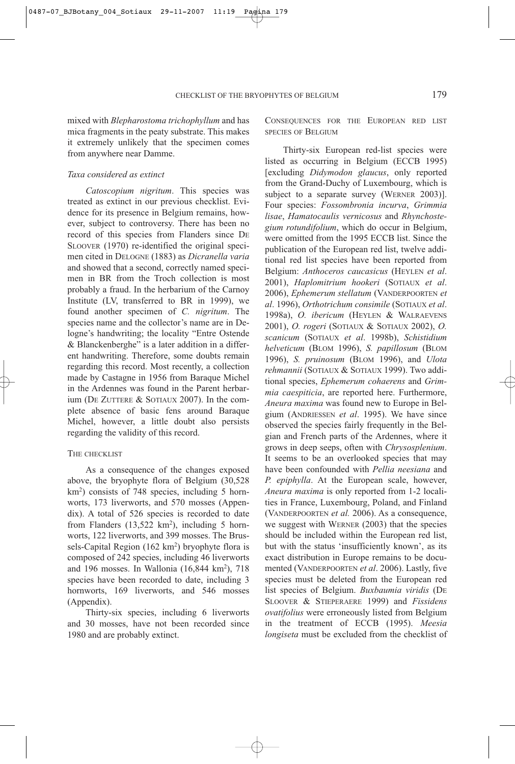mixed with *Blepharostoma trichophyllum* and has mica fragments in the peaty substrate. This makes it extremely unlikely that the specimen comes from anywhere near Damme.

### *Taxa considered as extinct*

*Catoscopium nigritum*. This species was treated as extinct in our previous checklist. Evidence for its presence in Belgium remains, however, subject to controversy. There has been no record of this species from Flanders since DE SLOOVER (1970) re-identified the original specimen cited in DELOGNE (1883) as *Dicranella varia* and showed that a second, correctly named specimen in BR from the Troch collection is most probably a fraud. In the herbarium of the Carnoy Institute (LV, transferred to BR in 1999), we found another specimen of *C. nigritum*. The species name and the collector's name are in Delogne's handwriting; the locality "Entre Ostende & Blanckenberghe" is a later addition in a different handwriting. Therefore, some doubts remain regarding this record. Most recently, a collection made by Castagne in 1956 from Baraque Michel in the Ardennes was found in the Parent herbarium (DE ZUTTERE & SOTIAUX 2007). In the complete absence of basic fens around Baraque Michel, however, a little doubt also persists regarding the validity of this record.

## THE CHECKLIST

As a consequence of the changes exposed above, the bryophyte flora of Belgium (30,528 km$^2$) consists of 748 species, including 5 hornworts, 173 liverworts, and 570 mosses (Appendix). A total of 526 species is recorded to date from Flanders (13,522 km$^2$), including 5 hornworts, 122 liverworts, and 399 mosses. The Brussels-Capital Region (162 km$^2$) bryophyte flora is composed of 242 species, including 46 liverworts and 196 mosses. In Wallonia (16,844 km$^2$), 718 species have been recorded to date, including 3 hornworts, 169 liverworts, and 546 mosses (Appendix).

Thirty-six species, including 6 liverworts and 30 mosses, have not been recorded since 1980 and are probably extinct.

## CONSEQUENCES FOR THE EUROPEAN RED LIST SPECIES OF BELGIUM

Thirty-six European red-list species were listed as occurring in Belgium (ECCB 1995) [excluding *Didymodon glaucus*, only reported from the Grand-Duchy of Luxembourg, which is subject to a separate survey (WERNER 2003)]. Four species: *Fossombronia incurva*, *Grimmia lisae*, *Hamatocaulis vernicosus* and *Rhynchostegium rotundifolium*, which do occur in Belgium, were omitted from the 1995 ECCB list. Since the publication of the European red list, twelve additional red list species have been reported from Belgium: *Anthoceros caucasicus* (HEYLEN *et al*. 2001), *Haplomitrium hookeri* (SOTIAUX *et al*. 2006), *Ephemerum stellatum* (VANDERPOORTEN *et al*. 1996), *Orthotrichum consimile* (SOTIAUX *et al*. 1998a), *O. ibericum* (HEYLEN & WALRAEVENS 2001), *O. rogeri* (SOTIAUX & SOTIAUX 2002), *O. scanicum* (SOTIAUX *et al*. 1998b), *Schistidium helveticum* (BLOM 1996), *S. papillosum* (BLOM 1996), *S. pruinosum* (BLOM 1996), and *Ulota rehmannii* (SOTIAUX & SOTIAUX 1999). Two additional species, *Ephemerum cohaerens* and *Grimmia caespiticia*, are reported here. Furthermore, *Aneura maxima* was found new to Europe in Belgium (ANDRIESSEN *et al*. 1995). We have since observed the species fairly frequently in the Belgian and French parts of the Ardennes, where it grows in deep seeps, often with *Chrysosplenium*. It seems to be an overlooked species that may have been confounded with *Pellia neesiana* and *P. epiphylla*. At the European scale, however, *Aneura maxima* is only reported from 1-2 localities in France, Luxembourg, Poland, and Finland (VANDERPOORTEN *et al.* 2006). As a consequence, we suggest with WERNER (2003) that the species should be included within the European red list, but with the status 'insufficiently known', as its exact distribution in Europe remains to be documented (VANDERPOORTEN *et al*. 2006). Lastly, five species must be deleted from the European red list species of Belgium. *Buxbaumia viridis* (DE SLOOVER & STIEPERAERE 1999) and *Fissidens ovatifolius* were erroneously listed from Belgium in the treatment of ECCB (1995). *Meesia longiseta* must be excluded from the checklist of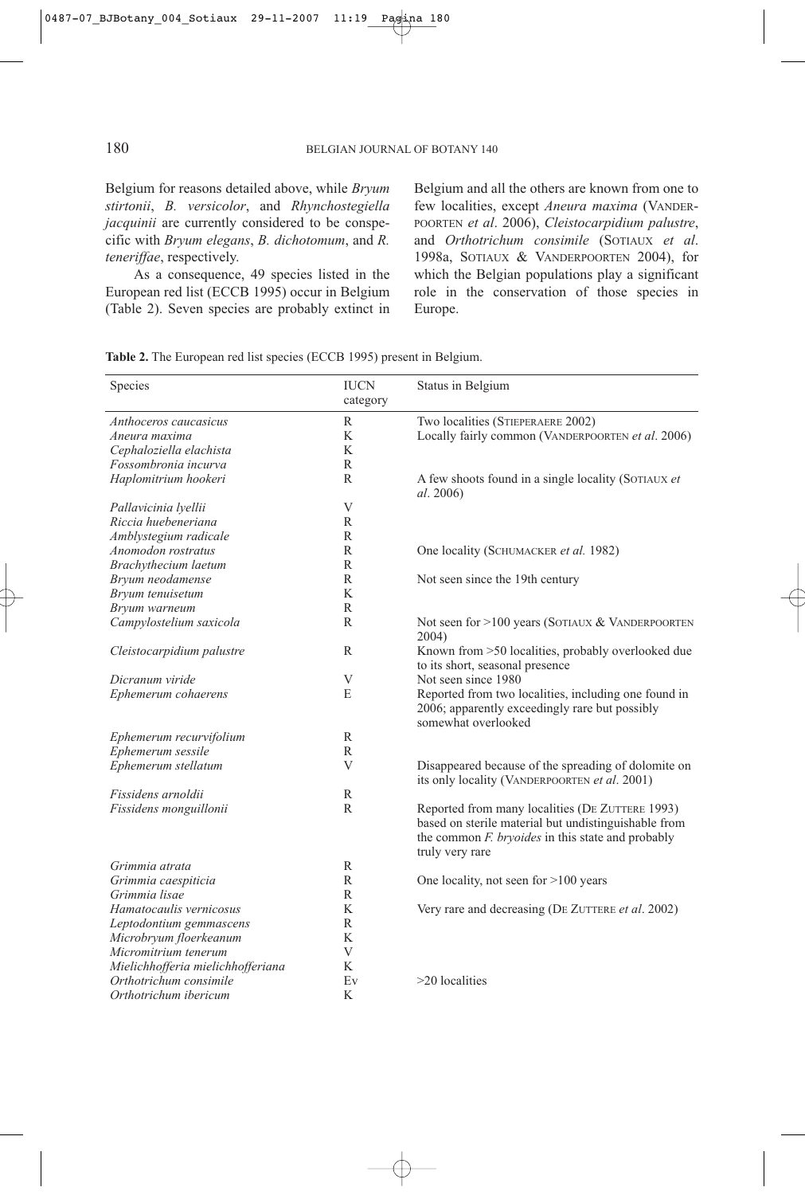Belgium for reasons detailed above, while *Bryum stirtonii*, *B. versicolor*, and *Rhynchostegiella jacquinii* are currently considered to be conspecific with *Bryum elegans*, *B. dichotomum*, and *R. teneriffae*, respectively.

As a consequence, 49 species listed in the European red list (ECCB 1995) occur in Belgium (Table 2). Seven species are probably extinct in Belgium and all the others are known from one to few localities, except *Aneura maxima* (Vanderpoorten *et al*. 2006), *Cleistocarpidium palustre*, and *Orthotrichum consimile* (Sotiaux *et al*. 1998a, Sotiaux & Vanderpoorten 2004), for which the Belgian populations play a significant role in the conservation of those species in Europe.

**Table 2.** The European red list species (ECCB 1995) present in Belgium.

| Species | IUCN category | Status in Belgium |
|---|---|---|
| *Anthoceros caucasicus* | R | Two localities (Stieperaere 2002) |
| *Aneura maxima* | K | Locally fairly common (Vanderpoorten *et al*. 2006) |
| *Cephaloziella elachista* | K | |
| *Fossombronia incurva* | R | |
| *Haplomitrium hookeri* | R | A few shoots found in a single locality (Sotiaux *et al*. 2006) |
| *Pallavicinia lyellii* | V | |
| *Riccia huebeneriana* | R | |
| *Amblystegium radicale* | R | |
| *Anomodon rostratus* | R | One locality (Schumacker *et al.* 1982) |
| *Brachythecium laetum* | R | |
| *Bryum neodamense* | R | Not seen since the 19th century |
| *Bryum tenuisetum* | K | |
| *Bryum warneum* | R | |
| *Campylostelium saxicola* | R | Not seen for >100 years (Sotiaux & Vanderpoorten 2004) |
| *Cleistocarpidium palustre* | R | Known from >50 localities, probably overlooked due to its short, seasonal presence |
| *Dicranum viride* | V | Not seen since 1980 |
| *Ephemerum cohaerens* | E | Reported from two localities, including one found in 2006; apparently exceedingly rare but possibly somewhat overlooked |
| *Ephemerum recurvifolium* | R | |
| *Ephemerum sessile* | R | |
| *Ephemerum stellatum* | V | Disappeared because of the spreading of dolomite on its only locality (Vanderpoorten *et al*. 2001) |
| *Fissidens arnoldii* | R | |
| *Fissidens monguillonii* | R | Reported from many localities (De Zuttere 1993) based on sterile material but undistinguishable from the common *F. bryoides* in this state and probably truly very rare |
| *Grimmia atrata* | R | |
| *Grimmia caespiticia* | R | One locality, not seen for >100 years |
| *Grimmia lisae* | R | |
| *Hamatocaulis vernicosus* | K | Very rare and decreasing (De Zuttere *et al*. 2002) |
| *Leptodontium gemmascens* | R | |
| *Microbryum floerkeanum* | K | |
| *Micromitrium tenerum* | V | |
| *Mielichhofferia mielichhofferiana* | K | |
| *Orthotrichum consimile* | Ev | >20 localities |
| *Orthotrichum ibericum* | K | |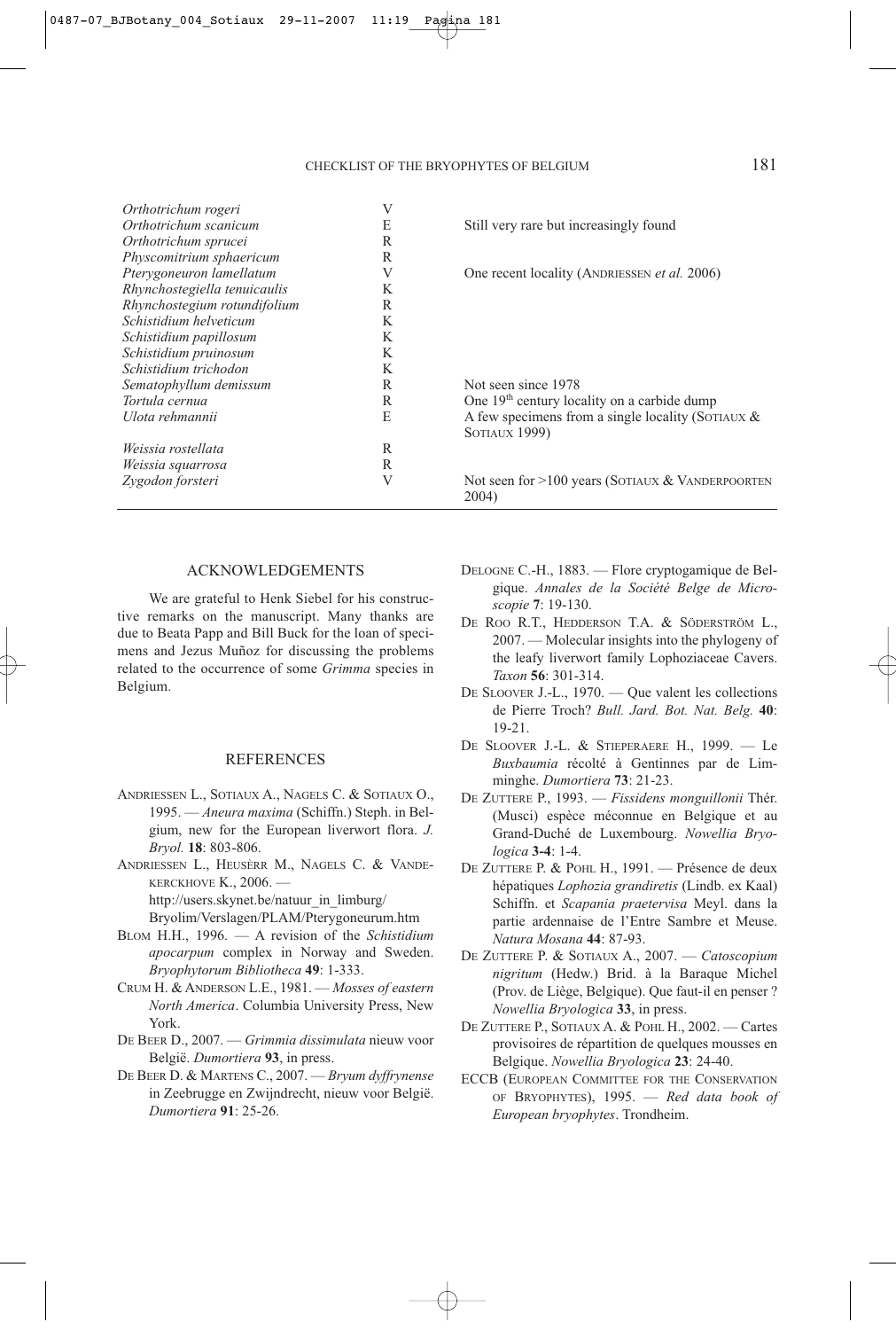| | | |
|---|---|---|
| *Orthotrichum rogeri* | V | |
| *Orthotrichum scanicum* | E | Still very rare but increasingly found |
| *Orthotrichum sprucei* | R | |
| *Physcomitrium sphaericum* | R | |
| *Pterygoneuron lamellatum* | V | One recent locality (ANDRIESSEN *et al.* 2006) |
| *Rhynchostegiella tenuicaulis* | K | |
| *Rhynchostegium rotundifolium* | R | |
| *Schistidium helveticum* | K | |
| *Schistidium papillosum* | K | |
| *Schistidium pruinosum* | K | |
| *Schistidium trichodon* | K | |
| *Sematophyllum demissum* | R | Not seen since 1978 |
| *Tortula cernua* | R | One 19th century locality on a carbide dump |
| *Ulota rehmannii* | E | A few specimens from a single locality (SOTIAUX & SOTIAUX 1999) |
| *Weissia rostellata* | R | |
| *Weissia squarrosa* | R | |
| *Zygodon forsteri* | V | Not seen for >100 years (SOTIAUX & VANDERPOORTEN 2004) |

## ACKNOWLEDGEMENTS

We are grateful to Henk Siebel for his constructive remarks on the manuscript. Many thanks are due to Beata Papp and Bill Buck for the loan of specimens and Jezus Muñoz for discussing the problems related to the occurrence of some *Grimma* species in Belgium.

## REFERENCES

ANDRIESSEN L., SOTIAUX A., NAGELS C. & SOTIAUX O., 1995. — *Aneura maxima* (Schiffn.) Steph. in Belgium, new for the European liverwort flora. *J. Bryol.* **18**: 803-806.

ANDRIESSEN L., HEUSÈRR M., NAGELS C. & VANDEKERCKHOVE K., 2006. — http://users.skynet.be/natuur_in_limburg/Bryolim/Verslagen/PLAM/Pterygoneurum.htm

BLOM H.H., 1996. — A revision of the *Schistidium apocarpum* complex in Norway and Sweden. *Bryophytorum Bibliotheca* **49**: 1-333.

CRUM H. & ANDERSON L.E., 1981. — *Mosses of eastern North America*. Columbia University Press, New York.

DE BEER D., 2007. — *Grimmia dissimulata* nieuw voor België. *Dumortiera* **93**, in press.

DE BEER D. & MARTENS C., 2007. — *Bryum dyffrynense* in Zeebrugge en Zwijndrecht, nieuw voor België. *Dumortiera* **91**: 25-26.

DELOGNE C.-H., 1883. — Flore cryptogamique de Belgique. *Annales de la Société Belge de Microscopie* **7**: 19-130.

DE ROO R.T., HEDDERSON T.A. & SÖDERSTRÖM L., 2007. — Molecular insights into the phylogeny of the leafy liverwort family Lophoziaceae Cavers. *Taxon* **56**: 301-314.

DE SLOOVER J.-L., 1970. — Que valent les collections de Pierre Troch? *Bull. Jard. Bot. Nat. Belg.* **40**: 19-21.

DE SLOOVER J.-L. & STIEPERAERE H., 1999. — Le *Buxbaumia* récolté à Gentinnes par de Limminghe. *Dumortiera* **73**: 21-23.

DE ZUTTERE P., 1993. — *Fissidens monguillonii* Thér. (Musci) espèce méconnue en Belgique et au Grand-Duché de Luxembourg. *Nowellia Bryologica* **3-4**: 1-4.

DE ZUTTERE P. & POHL H., 1991. — Présence de deux hépatiques *Lophozia grandiretis* (Lindb. ex Kaal) Schiffn. et *Scapania praetervisa* Meyl. dans la partie ardennaise de l'Entre Sambre et Meuse. *Natura Mosana* **44**: 87-93.

DE ZUTTERE P. & SOTIAUX A., 2007. — *Catoscopium nigritum* (Hedw.) Brid. à la Baraque Michel (Prov. de Liège, Belgique). Que faut-il en penser ? *Nowellia Bryologica* **33**, in press.

DE ZUTTERE P., SOTIAUX A. & POHL H., 2002. — Cartes provisoires de répartition de quelques mousses en Belgique. *Nowellia Bryologica* **23**: 24-40.

ECCB (EUROPEAN COMMITTEE FOR THE CONSERVATION OF BRYOPHYTES), 1995. — *Red data book of European bryophytes*. Trondheim.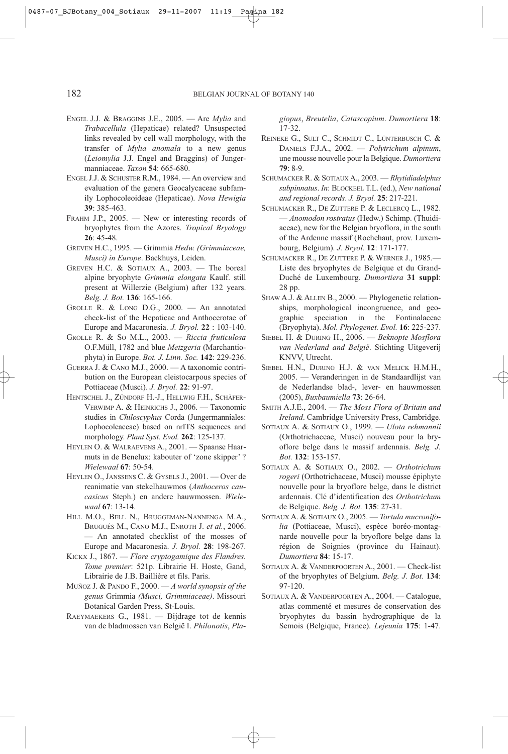ENGEL J.J. & BRAGGINS J.E., 2005. — Are *Mylia* and *Trabacellula* (Hepaticae) related? Unsuspected links revealed by cell wall morphology, with the transfer of *Mylia anomala* to a new genus (*Leiomylia* J.J. Engel and Braggins) of Jungermanniaceae. *Taxon* **54**: 665-680.

ENGEL J.J. & SCHUSTER R.M., 1984. — An overview and evaluation of the genera Geocalycaceae subfamily Lophocoleoideae (Hepaticae). *Nova Hewigia* **39**: 385-463.

FRAHM J.P., 2005. — New or interesting records of bryophytes from the Azores. *Tropical Bryology* **26**: 45-48.

GREVEN H.C., 1995. — Grimmia *Hedw. (Grimmiaceae, Musci) in Europe*. Backhuys, Leiden.

GREVEN H.C. & SOTIAUX A., 2003. — The boreal alpine bryophyte *Grimmia elongata* Kaulf. still present at Willerzie (Belgium) after 132 years. *Belg. J. Bot.* **136**: 165-166.

GROLLE R. & LONG D.G., 2000. — An annotated check-list of the Hepaticae and Anthocerotae of Europe and Macaronesia. *J. Bryol.* **22**: 103-140.

GROLLE R. & SO M.L., 2003. — *Riccia fruticulosa* O.F.Müll, 1782 and blue *Metzgeria* (Marchantiophyta) in Europe. *Bot. J. Linn. Soc.* **142**: 229-236.

GUERRA J. & CANO M.J., 2000. — A taxonomic contribution on the European cleistocarpous species of Pottiaceae (Musci). *J. Bryol.* **22**: 91-97.

HENTSCHEL J., ZÜNDORF H.-J., HELLWIG F.H., SCHÄFER-VERWIMP A. & HEINRICHS J., 2006. — Taxonomic studies in *Chiloscyphus* Corda (Jungermanniales: Lophocoleaceae) based on nrITS sequences and morphology. *Plant Syst. Evol.* **262**: 125-137.

HEYLEN O. & WALRAEVENS A., 2001. — Spaanse Haarmuts in de Benelux: kabouter of 'zone skipper' ? *Wielewaal* **67**: 50-54.

HEYLEN O., JANSSENS C. & GYSELS J., 2001. — Over de reanimatie van stekelhauwmos (*Anthoceros caucasicus* Steph.) en andere hauwmossen. *Wielewaal* **67**: 13-14.

HILL M.O., BELL N., BRUGGEMAN-NANNENGA M.A., BRUGUÉS M., CANO M.J., ENROTH J. *et al.*, 2006. — An annotated checklist of the mosses of Europe and Macaronesia. *J. Bryol.* **28**: 198-267.

KICKX J., 1867. — *Flore cryptogamique des Flandres. Tome premier*: 521p. Librairie H. Hoste, Gand, Librairie de J.B. Baillière et fils. Paris.

MUÑOZ J. & PANDO F., 2000. — *A world synopsis of the genus* Grimmia *(Musci, Grimmiaceae)*. Missouri Botanical Garden Press, St-Louis.

RAEYMAEKERS G., 1981. — Bijdrage tot de kennis van de bladmossen van België I. *Philonotis*, *Plagiopus*, *Breutelia*, *Catascopium*. *Dumortiera* **18**: 17-32.

REINEKE G., SULT C., SCHMIDT C., LÜNTERBUSCH C. & DANIELS F.J.A., 2002. — *Polytrichum alpinum*, une mousse nouvelle pour la Belgique. *Dumortiera* **79**: 8-9.

SCHUMACKER R. & SOTIAUX A., 2003. — *Rhytidiadelphus subpinnatus*. *In*: BLOCKEEL T.L. (ed.), *New national and regional records*. *J. Bryol.* **25**: 217-221.

SCHUMACKER R., DE ZUTTERE P. & LECLERCQ L., 1982. — *Anomodon rostratus* (Hedw.) Schimp. (Thuidiaceae), new for the Belgian bryoflora, in the south of the Ardenne massif (Rochehaut, prov. Luxembourg, Belgium). *J. Bryol.* **12**: 171-177.

SCHUMACKER R., DE ZUTTERE P. & WERNER J., 1985.— Liste des bryophytes de Belgique et du Grand-Duché de Luxembourg. *Dumortiera* **31 suppl**: 28 pp.

SHAW A.J. & ALLEN B., 2000. — Phylogenetic relationships, morphological incongruence, and geographic speciation in the Fontinalaceae (Bryophyta). *Mol. Phylogenet. Evol.* **16**: 225-237.

SIEBEL H. & DURING H., 2006. — *Beknopte Mosflora van Nederland and België*. Stichting Uitgeverij KNVV, Utrecht.

SIEBEL H.N., DURING H.J. & VAN MELICK H.M.H., 2005. — Veranderingen in de Standaardlijst van de Nederlandse blad-, lever- en hauwmossen (2005), *Buxbaumiella* **73**: 26-64.

SMITH A.J.E., 2004. — *The Moss Flora of Britain and Ireland*. Cambridge University Press, Cambridge.

SOTIAUX A. & SOTIAUX O., 1999. — *Ulota rehmannii* (Orthotrichaceae, Musci) nouveau pour la bryoflore belge dans le massif ardennais. *Belg. J. Bot.* **132**: 153-157.

SOTIAUX A. & SOTIAUX O., 2002. — *Orthotrichum rogeri* (Orthotrichaceae, Musci) mousse épiphyte nouvelle pour la bryoflore belge, dans le district ardennais. Clé d'identification des *Orthotrichum* de Belgique. *Belg. J. Bot.* **135**: 27-31.

SOTIAUX A. & SOTIAUX O., 2005. — *Tortula mucronifolia* (Pottiaceae, Musci), espèce boréo-montagnarde nouvelle pour la bryoflore belge dans la région de Soignies (province du Hainaut). *Dumortiera* **84**: 15-17.

SOTIAUX A. & VANDERPOORTEN A., 2001. — Check-list of the bryophytes of Belgium. *Belg. J. Bot.* **134**: 97-120.

SOTIAUX A. & VANDERPOORTEN A., 2004. — Catalogue, atlas commenté et mesures de conservation des bryophytes du bassin hydrographique de la Semois (Belgique, France). *Lejeunia* **175**: 1-47.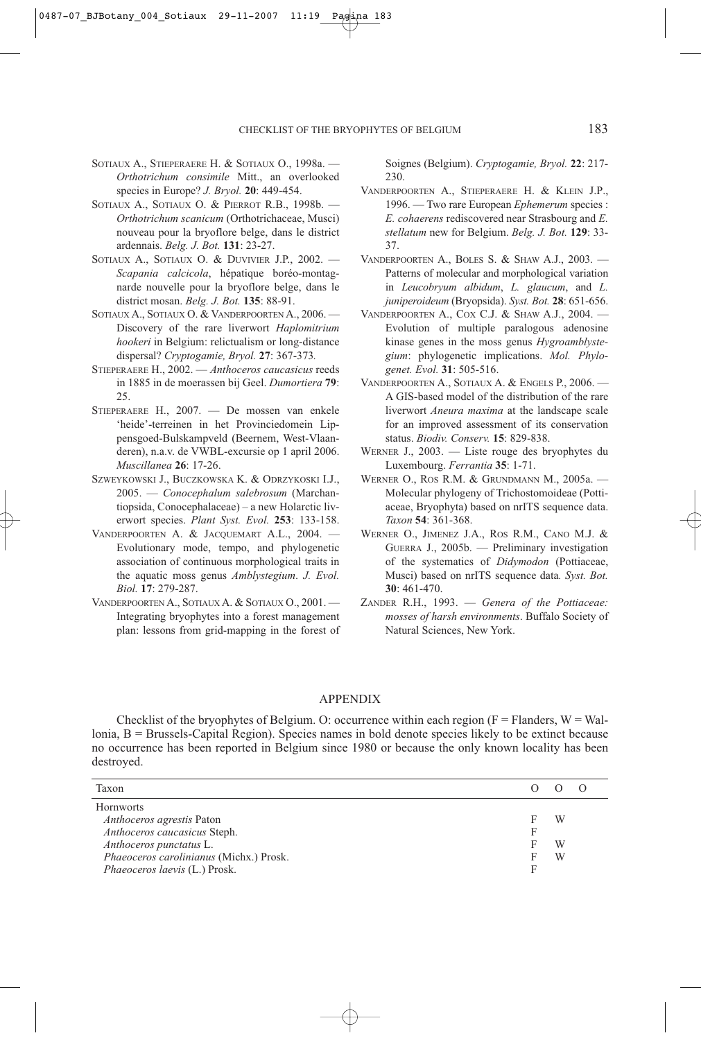SOTIAUX A., STIEPERAERE H. & SOTIAUX O., 1998a. — *Orthotrichum consimile* Mitt., an overlooked species in Europe? *J. Bryol.* **20**: 449-454.

SOTIAUX A., SOTIAUX O. & PIERROT R.B., 1998b. — *Orthotrichum scanicum* (Orthotrichaceae, Musci) nouveau pour la bryoflore belge, dans le district ardennais. *Belg. J. Bot.* **131**: 23-27.

SOTIAUX A., SOTIAUX O. & DUVIVIER J.P., 2002. — *Scapania calcicola*, hépatique boréo-montagnarde nouvelle pour la bryoflore belge, dans le district mosan. *Belg. J. Bot.* **135**: 88-91.

SOTIAUX A., SOTIAUX O. & VANDERPOORTEN A., 2006. — Discovery of the rare liverwort *Haplomitrium hookeri* in Belgium: relictualism or long-distance dispersal? *Cryptogamie, Bryol.* **27**: 367-373.

STIEPERAERE H., 2002. — *Anthoceros caucasicus* reeds in 1885 in de moerassen bij Geel. *Dumortiera* **79**: 25.

STIEPERAERE H., 2007. — De mossen van enkele 'heide'-terreinen in het Provinciedomein Lippensgoed-Bulskampveld (Beernem, West-Vlaanderen), n.a.v. de VWBL-excursie op 1 april 2006. *Muscillanea* **26**: 17-26.

SZWEYKOWSKI J., BUCZKOWSKA K. & ODRZYKOSKI I.J., 2005. — *Conocephalum salebrosum* (Marchantiopsida, Conocephalaceae) – a new Holarctic liverwort species. *Plant Syst. Evol.* **253**: 133-158.

VANDERPOORTEN A. & JACQUEMART A.L., 2004. — Evolutionary mode, tempo, and phylogenetic association of continuous morphological traits in the aquatic moss genus *Amblystegium*. *J. Evol. Biol.* **17**: 279-287.

VANDERPOORTEN A., SOTIAUX A. & SOTIAUX O., 2001. — Integrating bryophytes into a forest management plan: lessons from grid-mapping in the forest of Soignes (Belgium). *Cryptogamie, Bryol.* **22**: 217-230.

VANDERPOORTEN A., STIEPERAERE H. & KLEIN J.P., 1996. — Two rare European *Ephemerum* species : *E. cohaerens* rediscovered near Strasbourg and *E. stellatum* new for Belgium. *Belg. J. Bot.* **129**: 33-37.

VANDERPOORTEN A., BOLES S. & SHAW A.J., 2003. — Patterns of molecular and morphological variation in *Leucobryum albidum*, *L. glaucum*, and *L. juniperoideum* (Bryopsida). *Syst. Bot.* **28**: 651-656.

VANDERPOORTEN A., COX C.J. & SHAW A.J., 2004. — Evolution of multiple paralogous adenosine kinase genes in the moss genus *Hygroamblystegium*: phylogenetic implications. *Mol. Phylogenet. Evol.* **31**: 505-516.

VANDERPOORTEN A., SOTIAUX A. & ENGELS P., 2006. — A GIS-based model of the distribution of the rare liverwort *Aneura maxima* at the landscape scale for an improved assessment of its conservation status. *Biodiv. Conserv.* **15**: 829-838.

WERNER J., 2003. — Liste rouge des bryophytes du Luxembourg. *Ferrantia* **35**: 1-71.

WERNER O., ROS R.M. & GRUNDMANN M., 2005a. — Molecular phylogeny of Trichostomoideae (Pottiaceae, Bryophyta) based on nrITS sequence data. *Taxon* **54**: 361-368.

WERNER O., JIMENEZ J.A., ROS R.M., CANO M.J. & GUERRA J., 2005b. — Preliminary investigation of the systematics of *Didymodon* (Pottiaceae, Musci) based on nrITS sequence data. *Syst. Bot.* **30**: 461-470.

ZANDER R.H., 1993. — *Genera of the Pottiaceae: mosses of harsh environments*. Buffalo Society of Natural Sciences, New York.

## APPENDIX

Checklist of the bryophytes of Belgium. O: occurrence within each region (F = Flanders, W = Wallonia, B = Brussels-Capital Region). Species names in bold denote species likely to be extinct because no occurrence has been reported in Belgium since 1980 or because the only known locality has been destroyed.

| Taxon | O | O | O |
|---|---|---|---|
| Hornworts | | | |
| *Anthoceros agrestis* Paton | F | W | |
| *Anthoceros caucasicus* Steph. | F | | |
| *Anthoceros punctatus* L. | F | W | |
| *Phaeoceros carolinianus* (Michx.) Prosk. | F | W | |
| *Phaeoceros laevis* (L.) Prosk. | F | | |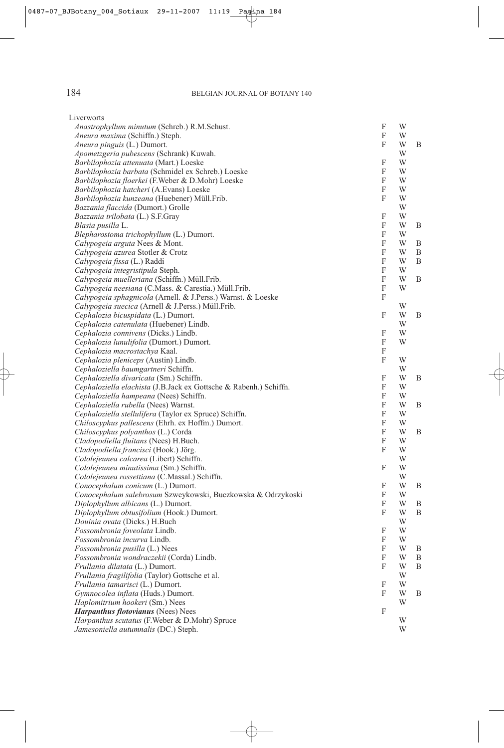Liverworts

| Species | | | |
|---|---|---|---|
| *Anastrophyllum minutum* (Schreb.) R.M.Schust. | F | W | |
| *Aneura maxima* (Schiffn.) Steph. | F | W | |
| *Aneura pinguis* (L.) Dumort. | F | W | B |
| *Apometzgeria pubescens* (Schrank) Kuwah. | | W | |
| *Barbilophozia attenuata* (Mart.) Loeske | F | W | |
| *Barbilophozia barbata* (Schmidel ex Schreb.) Loeske | F | W | |
| *Barbilophozia floerkei* (F.Weber & D.Mohr) Loeske | F | W | |
| *Barbilophozia hatcheri* (A.Evans) Loeske | F | W | |
| *Barbilophozia kunzeana* (Huebener) Müll.Frib. | F | W | |
| *Bazzania flaccida* (Dumort.) Grolle | | W | |
| *Bazzania trilobata* (L.) S.F.Gray | F | W | |
| *Blasia pusilla* L. | F | W | B |
| *Blepharostoma trichophyllum* (L.) Dumort. | F | W | |
| *Calypogeia arguta* Nees & Mont. | F | W | B |
| *Calypogeia azurea* Stotler & Crotz | F | W | B |
| *Calypogeia fissa* (L.) Raddi | F | W | B |
| *Calypogeia integristipula* Steph. | F | W | |
| *Calypogeia muelleriana* (Schiffn.) Müll.Frib. | F | W | B |
| *Calypogeia neesiana* (C.Mass. & Carestia.) Müll.Frib. | F | W | |
| *Calypogeia sphagnicola* (Arnell. & J.Perss.) Warnst. & Loeske | F | | |
| *Calypogeia suecica* (Arnell & J.Perss.) Müll.Frib. | | W | |
| *Cephalozia bicuspidata* (L.) Dumort. | F | W | B |
| *Cephalozia catenulata* (Huebener) Lindb. | | W | |
| *Cephalozia connivens* (Dicks.) Lindb. | F | W | |
| *Cephalozia lunulifolia* (Dumort.) Dumort. | F | W | |
| *Cephalozia macrostachya* Kaal. | F | | |
| *Cephalozia pleniceps* (Austin) Lindb. | F | W | |
| *Cephaloziella baumgartneri* Schiffn. | | W | |
| *Cephaloziella divaricata* (Sm.) Schiffn. | F | W | B |
| *Cephaloziella elachista* (J.B.Jack ex Gottsche & Rabenh.) Schiffn. | F | W | |
| *Cephaloziella hampeana* (Nees) Schiffn. | F | W | |
| *Cephaloziella rubella* (Nees) Warnst. | F | W | B |
| *Cephaloziella stellulifera* (Taylor ex Spruce) Schiffn. | F | W | |
| *Chiloscyphus pallescens* (Ehrh. ex Hoffm.) Dumort. | F | W | |
| *Chiloscyphus polyanthos* (L.) Corda | F | W | B |
| *Cladopodiella fluitans* (Nees) H.Buch. | F | W | |
| *Cladopodiella francisci* (Hook.) Jörg. | F | W | |
| *Cololejeunea calcarea* (Libert) Schiffn. | | W | |
| *Cololejeunea minutissima* (Sm.) Schiffn. | F | W | |
| *Cololejeunea rossettiana* (C.Massal.) Schiffn. | | W | |
| *Conocephalum conicum* (L.) Dumort. | F | W | B |
| *Conocephalum salebrosum* Szweykowski, Buczkowska & Odrzykoski | F | W | |
| *Diplophyllum albicans* (L.) Dumort. | F | W | B |
| *Diplophyllum obtusifolium* (Hook.) Dumort. | F | W | B |
| *Douinia ovata* (Dicks.) H.Buch | | W | |
| *Fossombronia foveolata* Lindb. | F | W | |
| *Fossombronia incurva* Lindb. | F | W | |
| *Fossombronia pusilla* (L.) Nees | F | W | B |
| *Fossombronia wondraczekii* (Corda) Lindb. | F | W | B |
| *Frullania dilatata* (L.) Dumort. | F | W | B |
| *Frullania fragilifolia* (Taylor) Gottsche et al. | | W | |
| *Frullania tamarisci* (L.) Dumort. | F | W | |
| *Gymnocolea inflata* (Huds.) Dumort. | F | W | B |
| *Haplomitrium hookeri* (Sm.) Nees | | W | |
| ***Harpanthus flotovianus*** **(Nees) Nees** | F | | |
| *Harpanthus scutatus* (F.Weber & D.Mohr) Spruce | | W | |
| *Jamesoniella autumnalis* (DC.) Steph. | | W | |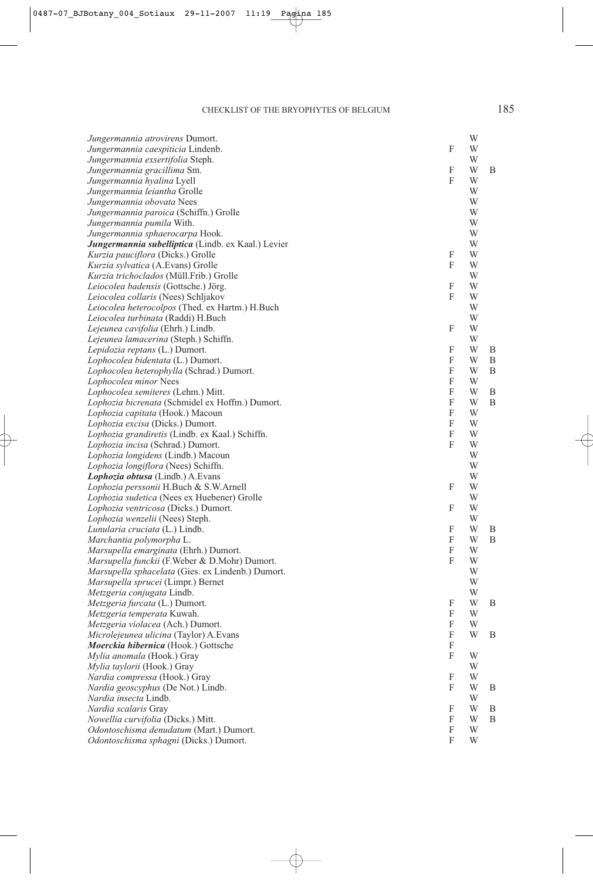| | | | |
|---|---|---|---|
| *Jungermannia atrovirens* Dumort. | | W | |
| *Jungermannia caespiticia* Lindenb. | F | W | |
| *Jungermannia exsertifolia* Steph. | | W | |
| *Jungermannia gracillima* Sm. | F | W | B |
| *Jungermannia hyalina* Lyell | F | W | |
| *Jungermannia leiantha* Grolle | | W | |
| *Jungermannia obovata* Nees | | W | |
| *Jungermannia paroica* (Schiffn.) Grolle | | W | |
| *Jungermannia pumila* With. | | W | |
| *Jungermannia sphaerocarpa* Hook. | | W | |
| ***Jungermannia subelliptica*** **(Lindb. ex Kaal.) Levier** | | W | |
| *Kurzia pauciflora* (Dicks.) Grolle | F | W | |
| *Kurzia sylvatica* (A.Evans) Grolle | F | W | |
| *Kurzia trichoclados* (Müll.Frib.) Grolle | | W | |
| *Leiocolea badensis* (Gottsche.) Jörg. | F | W | |
| *Leiocolea collaris* (Nees) Schljakov | F | W | |
| *Leiocolea heterocolpos* (Thed. ex Hartm.) H.Buch | | W | |
| *Leiocolea turbinata* (Raddi) H.Buch | | W | |
| *Lejeunea cavifolia* (Ehrh.) Lindb. | F | W | |
| *Lejeunea lamacerina* (Steph.) Schiffn. | | W | |
| *Lepidozia reptans* (L.) Dumort. | F | W | B |
| *Lophocolea bidentata* (L.) Dumort. | F | W | B |
| *Lophocolea heterophylla* (Schrad.) Dumort. | F | W | B |
| *Lophocolea minor* Nees | F | W | |
| *Lophocolea semiteres* (Lehm.) Mitt. | F | W | B |
| *Lophozia bicrenata* (Schmidel ex Hoffm.) Dumort. | F | W | B |
| *Lophozia capitata* (Hook.) Macoun | F | W | |
| *Lophozia excisa* (Dicks.) Dumort. | F | W | |
| *Lophozia grandiretis* (Lindb. ex Kaal.) Schiffn. | F | W | |
| *Lophozia incisa* (Schrad.) Dumort. | F | W | |
| *Lophozia longidens* (Lindb.) Macoun | | W | |
| *Lophozia longiflora* (Nees) Schiffn. | | W | |
| ***Lophozia obtusa*** **(Lindb.) A.Evans** | | W | |
| *Lophozia perssonii* H.Buch & S.W.Arnell | F | W | |
| *Lophozia sudetica* (Nees ex Huebener) Grolle | | W | |
| *Lophozia ventricosa* (Dicks.) Dumort. | F | W | |
| *Lophozia wenzelii* (Nees) Steph. | | W | |
| *Lunularia cruciata* (L.) Lindb. | F | W | B |
| *Marchantia polymorpha* L. | F | W | B |
| *Marsupella emarginata* (Ehrh.) Dumort. | F | W | |
| *Marsupella funckii* (F.Weber & D.Mohr) Dumort. | F | W | |
| *Marsupella sphacelata* (Gies. ex Lindenb.) Dumort. | | W | |
| *Marsupella sprucei* (Limpr.) Bernet | | W | |
| *Metzgeria conjugata* Lindb. | | W | |
| *Metzgeria furcata* (L.) Dumort. | F | W | B |
| *Metzgeria temperata* Kuwah. | F | W | |
| *Metzgeria violacea* (Ach.) Dumort. | F | W | |
| *Microlejeunea ulicina* (Taylor) A.Evans | F | W | B |
| ***Moerckia hibernica*** **(Hook.) Gottsche** | F | | |
| *Mylia anomala* (Hook.) Gray | F | W | |
| *Mylia taylorii* (Hook.) Gray | | W | |
| *Nardia compressa* (Hook.) Gray | F | W | |
| *Nardia geoscyphus* (De Not.) Lindb. | F | W | B |
| *Nardia insecta* Lindb. | | W | |
| *Nardia scalaris* Gray | F | W | B |
| *Nowellia curvifolia* (Dicks.) Mitt. | F | W | B |
| *Odontoschisma denudatum* (Mart.) Dumort. | F | W | |
| *Odontoschisma sphagni* (Dicks.) Dumort. | F | W | |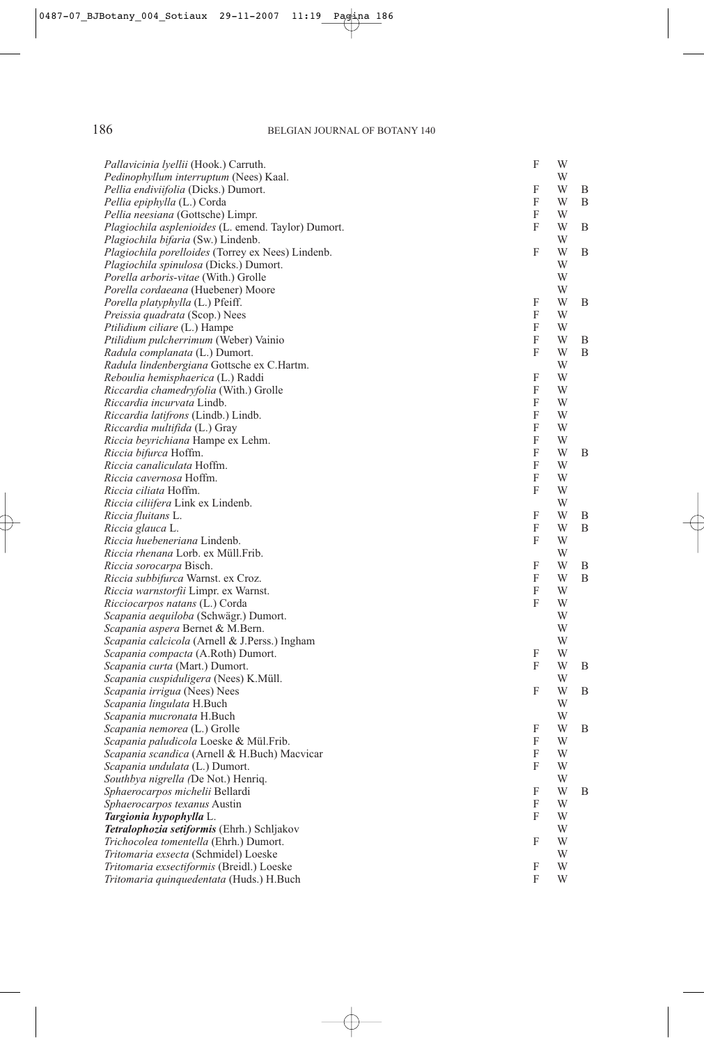| | | | |
|---|---|---|---|
| *Pallavicinia lyellii* (Hook.) Carruth. | F | W | |
| *Pedinophyllum interruptum* (Nees) Kaal. | | W | |
| *Pellia endiviifolia* (Dicks.) Dumort. | F | W | B |
| *Pellia epiphylla* (L.) Corda | F | W | B |
| *Pellia neesiana* (Gottsche) Limpr. | F | W | |
| *Plagiochila asplenioides* (L. emend. Taylor) Dumort. | F | W | B |
| *Plagiochila bifaria* (Sw.) Lindenb. | | W | |
| *Plagiochila porelloides* (Torrey ex Nees) Lindenb. | F | W | B |
| *Plagiochila spinulosa* (Dicks.) Dumort. | | W | |
| *Porella arboris-vitae* (With.) Grolle | | W | |
| *Porella cordaeana* (Huebener) Moore | | W | |
| *Porella platyphylla* (L.) Pfeiff. | F | W | B |
| *Preissia quadrata* (Scop.) Nees | F | W | |
| *Ptilidium ciliare* (L.) Hampe | F | W | |
| *Ptilidium pulcherrimum* (Weber) Vainio | F | W | B |
| *Radula complanata* (L.) Dumort. | F | W | B |
| *Radula lindenbergiana* Gottsche ex C.Hartm. | | W | |
| *Reboulia hemisphaerica* (L.) Raddi | F | W | |
| *Riccardia chamedryfolia* (With.) Grolle | F | W | |
| *Riccardia incurvata* Lindb. | F | W | |
| *Riccardia latifrons* (Lindb.) Lindb. | F | W | |
| *Riccardia multifida* (L.) Gray | F | W | |
| *Riccia beyrichiana* Hampe ex Lehm. | F | W | |
| *Riccia bifurca* Hoffm. | F | W | B |
| *Riccia canaliculata* Hoffm. | F | W | |
| *Riccia cavernosa* Hoffm. | F | W | |
| *Riccia ciliata* Hoffm. | F | W | |
| *Riccia ciliifera* Link ex Lindenb. | | W | |
| *Riccia fluitans* L. | F | W | B |
| *Riccia glauca* L. | F | W | B |
| *Riccia huebeneriana* Lindenb. | F | W | |
| *Riccia rhenana* Lorb. ex Müll.Frib. | | W | |
| *Riccia sorocarpa* Bisch. | F | W | B |
| *Riccia subbifurca* Warnst. ex Croz. | F | W | B |
| *Riccia warnstorfii* Limpr. ex Warnst. | F | W | |
| *Ricciocarpos natans* (L.) Corda | F | W | |
| *Scapania aequiloba* (Schwägr.) Dumort. | | W | |
| *Scapania aspera* Bernet & M.Bern. | | W | |
| *Scapania calcicola* (Arnell & J.Perss.) Ingham | | W | |
| *Scapania compacta* (A.Roth) Dumort. | F | W | |
| *Scapania curta* (Mart.) Dumort. | F | W | B |
| *Scapania cuspiduligera* (Nees) K.Müll. | | W | |
| *Scapania irrigua* (Nees) Nees | F | W | B |
| *Scapania lingulata* H.Buch | | W | |
| *Scapania mucronata* H.Buch | | W | |
| *Scapania nemorea* (L.) Grolle | F | W | B |
| *Scapania paludicola* Loeske & Mül.Frib. | F | W | |
| *Scapania scandica* (Arnell & H.Buch) Macvicar | F | W | |
| *Scapania undulata* (L.) Dumort. | F | W | |
| *Southbya nigrella (*De Not.) Henriq. | | W | |
| *Sphaerocarpos michelii* Bellardi | F | W | B |
| *Sphaerocarpos texanus* Austin | F | W | |
| ***Targionia hypophylla*** **L.** | F | W | |
| ***Tetralophozia setiformis*** **(Ehrh.) Schljakov** | | W | |
| *Trichocolea tomentella* (Ehrh.) Dumort. | F | W | |
| *Tritomaria exsecta* (Schmidel) Loeske | | W | |
| *Tritomaria exsectiformis* (Breidl.) Loeske | F | W | |
| *Tritomaria quinquedentata* (Huds.) H.Buch | F | W | |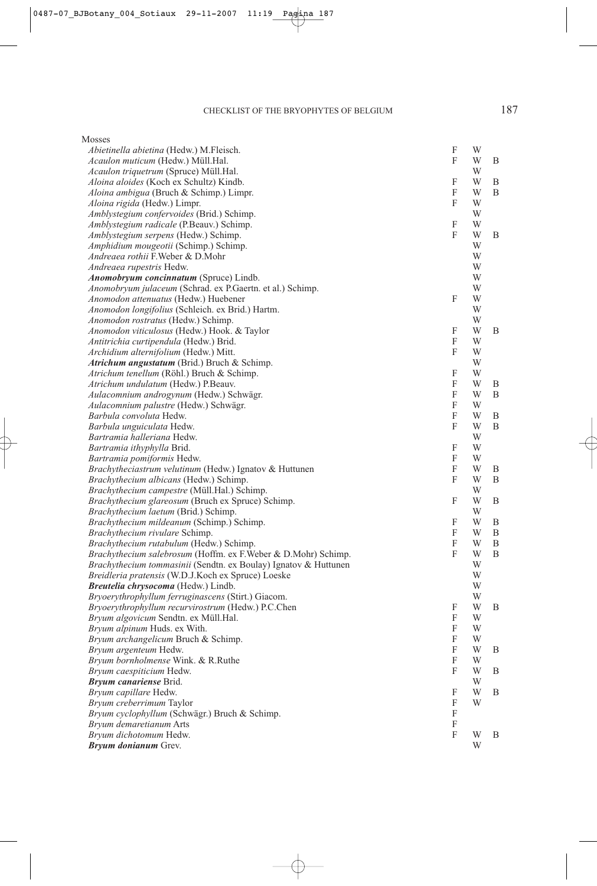Mosses

| Species | F | W | B |
|---|---|---|---|
| *Abietinella abietina* (Hedw.) M.Fleisch. | F | W | |
| *Acaulon muticum* (Hedw.) Müll.Hal. | F | W | B |
| *Acaulon triquetrum* (Spruce) Müll.Hal. | | W | |
| *Aloina aloides* (Koch ex Schultz) Kindb. | F | W | B |
| *Aloina ambigua* (Bruch & Schimp.) Limpr. | F | W | B |
| *Aloina rigida* (Hedw.) Limpr. | F | W | |
| *Amblystegium confervoides* (Brid.) Schimp. | | W | |
| *Amblystegium radicale* (P.Beauv.) Schimp. | F | W | |
| *Amblystegium serpens* (Hedw.) Schimp. | F | W | B |
| *Amphidium mougeotii* (Schimp.) Schimp. | | W | |
| *Andreaea rothii* F.Weber & D.Mohr | | W | |
| *Andreaea rupestris* Hedw. | | W | |
| ***Anomobryum concinnatum*** (Spruce) Lindb. | | W | |
| *Anomobryum julaceum* (Schrad. ex P.Gaertn. et al.) Schimp. | | W | |
| *Anomodon attenuatus* (Hedw.) Huebener | F | W | |
| *Anomodon longifolius* (Schleich. ex Brid.) Hartm. | | W | |
| *Anomodon rostratus* (Hedw.) Schimp. | | W | |
| *Anomodon viticulosus* (Hedw.) Hook. & Taylor | F | W | B |
| *Antitrichia curtipendula* (Hedw.) Brid. | F | W | |
| *Archidium alternifolium* (Hedw.) Mitt. | F | W | |
| ***Atrichum angustatum*** (Brid.) Bruch & Schimp. | | W | |
| *Atrichum tenellum* (Röhl.) Bruch & Schimp. | F | W | |
| *Atrichum undulatum* (Hedw.) P.Beauv. | F | W | B |
| *Aulacomnium androgynum* (Hedw.) Schwägr. | F | W | B |
| *Aulacomnium palustre* (Hedw.) Schwägr. | F | W | |
| *Barbula convoluta* Hedw. | F | W | B |
| *Barbula unguiculata* Hedw. | F | W | B |
| *Bartramia halleriana* Hedw. | | W | |
| *Bartramia ithyphylla* Brid. | F | W | |
| *Bartramia pomiformis* Hedw. | F | W | |
| *Brachytheciastrum velutinum* (Hedw.) Ignatov & Huttunen | F | W | B |
| *Brachythecium albicans* (Hedw.) Schimp. | F | W | B |
| *Brachythecium campestre* (Müll.Hal.) Schimp. | | W | |
| *Brachythecium glareosum* (Bruch ex Spruce) Schimp. | F | W | B |
| *Brachythecium laetum* (Brid.) Schimp. | | W | |
| *Brachythecium mildeanum* (Schimp.) Schimp. | F | W | B |
| *Brachythecium rivulare* Schimp. | F | W | B |
| *Brachythecium rutabulum* (Hedw.) Schimp. | F | W | B |
| *Brachythecium salebrosum* (Hoffm. ex F.Weber & D.Mohr) Schimp. | F | W | B |
| *Brachythecium tommasinii* (Sendtn. ex Boulay) Ignatov & Huttunen | | W | |
| *Breidleria pratensis* (W.D.J.Koch ex Spruce) Loeske | | W | |
| ***Breutelia chrysocoma*** (Hedw.) Lindb. | | W | |
| *Bryoerythrophyllum ferruginascens* (Stirt.) Giacom. | | W | |
| *Bryoerythrophyllum recurvirostrum* (Hedw.) P.C.Chen | F | W | B |
| *Bryum algovicum* Sendtn. ex Müll.Hal. | F | W | |
| *Bryum alpinum* Huds. ex With. | F | W | |
| *Bryum archangelicum* Bruch & Schimp. | F | W | |
| *Bryum argenteum* Hedw. | F | W | B |
| *Bryum bornholmense* Wink. & R.Ruthe | F | W | |
| *Bryum caespiticium* Hedw. | F | W | B |
| ***Bryum canariense*** Brid. | | W | |
| *Bryum capillare* Hedw. | F | W | B |
| *Bryum creberrimum* Taylor | F | W | |
| *Bryum cyclophyllum* (Schwägr.) Bruch & Schimp. | F | | |
| *Bryum demaretianum* Arts | F | | |
| *Bryum dichotomum* Hedw. | F | W | B |
| ***Bryum donianum*** Grev. | | W | |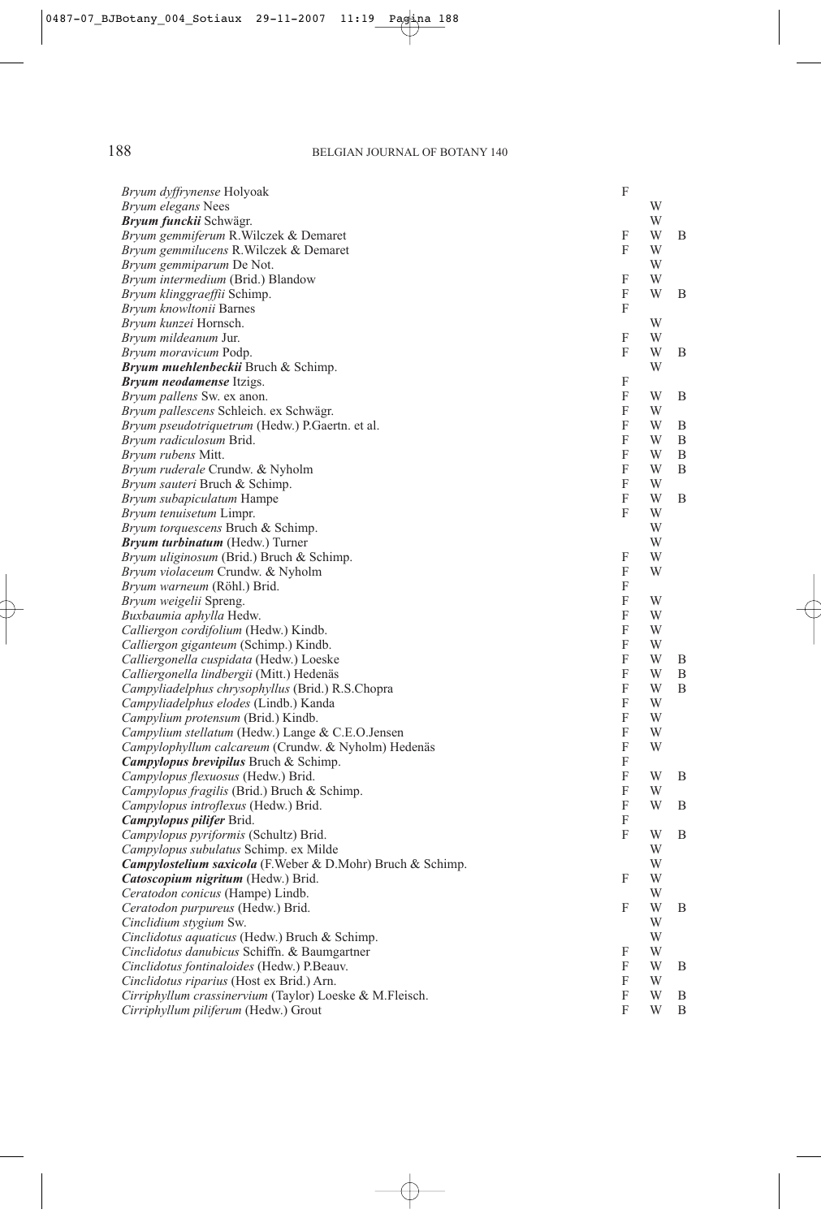| | | | |
|---|---|---|---|
| *Bryum dyffrynense* Holyoak | F | | |
| *Bryum elegans* Nees | | W | |
| ***Bryum funckii*** Schwägr. | | W | |
| *Bryum gemmiferum* R.Wilczek & Demaret | F | W | B |
| *Bryum gemmilucens* R.Wilczek & Demaret | F | W | |
| *Bryum gemmiparum* De Not. | | W | |
| *Bryum intermedium* (Brid.) Blandow | F | W | |
| *Bryum klinggraeffii* Schimp. | F | W | B |
| *Bryum knowltonii* Barnes | F | | |
| *Bryum kunzei* Hornsch. | | W | |
| *Bryum mildeanum* Jur. | F | W | |
| *Bryum moravicum* Podp. | F | W | B |
| ***Bryum muehlenbeckii*** Bruch & Schimp. | | W | |
| ***Bryum neodamense*** Itzigs. | F | | |
| *Bryum pallens* Sw. ex anon. | F | W | B |
| *Bryum pallescens* Schleich. ex Schwägr. | F | W | |
| *Bryum pseudotriquetrum* (Hedw.) P.Gaertn. et al. | F | W | B |
| *Bryum radiculosum* Brid. | F | W | B |
| *Bryum rubens* Mitt. | F | W | B |
| *Bryum ruderale* Crundw. & Nyholm | F | W | B |
| *Bryum sauteri* Bruch & Schimp. | F | W | |
| *Bryum subapiculatum* Hampe | F | W | B |
| *Bryum tenuisetum* Limpr. | F | W | |
| *Bryum torquescens* Bruch & Schimp. | | W | |
| ***Bryum turbinatum*** (Hedw.) Turner | | W | |
| *Bryum uliginosum* (Brid.) Bruch & Schimp. | F | W | |
| *Bryum violaceum* Crundw. & Nyholm | F | W | |
| *Bryum warneum* (Röhl.) Brid. | F | | |
| *Bryum weigelii* Spreng. | F | W | |
| *Buxbaumia aphylla* Hedw. | F | W | |
| *Calliergon cordifolium* (Hedw.) Kindb. | F | W | |
| *Calliergon giganteum* (Schimp.) Kindb. | F | W | |
| *Calliergonella cuspidata* (Hedw.) Loeske | F | W | B |
| *Calliergonella lindbergii* (Mitt.) Hedenäs | F | W | B |
| *Campyliadelphus chrysophyllus* (Brid.) R.S.Chopra | F | W | B |
| *Campyliadelphus elodes* (Lindb.) Kanda | F | W | |
| *Campylium protensum* (Brid.) Kindb. | F | W | |
| *Campylium stellatum* (Hedw.) Lange & C.E.O.Jensen | F | W | |
| *Campylophyllum calcareum* (Crundw. & Nyholm) Hedenäs | F | W | |
| ***Campylopus brevipilus*** Bruch & Schimp. | F | | |
| *Campylopus flexuosus* (Hedw.) Brid. | F | W | B |
| *Campylopus fragilis* (Brid.) Bruch & Schimp. | F | W | |
| *Campylopus introflexus* (Hedw.) Brid. | F | W | B |
| ***Campylopus pilifer*** Brid. | F | | |
| *Campylopus pyriformis* (Schultz) Brid. | F | W | B |
| *Campylopus subulatus* Schimp. ex Milde | | W | |
| ***Campylostelium saxicola*** (F.Weber & D.Mohr) Bruch & Schimp. | | W | |
| ***Catoscopium nigritum*** (Hedw.) Brid. | F | W | |
| *Ceratodon conicus* (Hampe) Lindb. | | W | |
| *Ceratodon purpureus* (Hedw.) Brid. | F | W | B |
| *Cinclidium stygium* Sw. | | W | |
| *Cinclidotus aquaticus* (Hedw.) Bruch & Schimp. | | W | |
| *Cinclidotus danubicus* Schiffn. & Baumgartner | F | W | |
| *Cinclidotus fontinaloides* (Hedw.) P.Beauv. | F | W | B |
| *Cinclidotus riparius* (Host ex Brid.) Arn. | F | W | |
| *Cirriphyllum crassinervium* (Taylor) Loeske & M.Fleisch. | F | W | B |
| *Cirriphyllum piliferum* (Hedw.) Grout | F | W | B |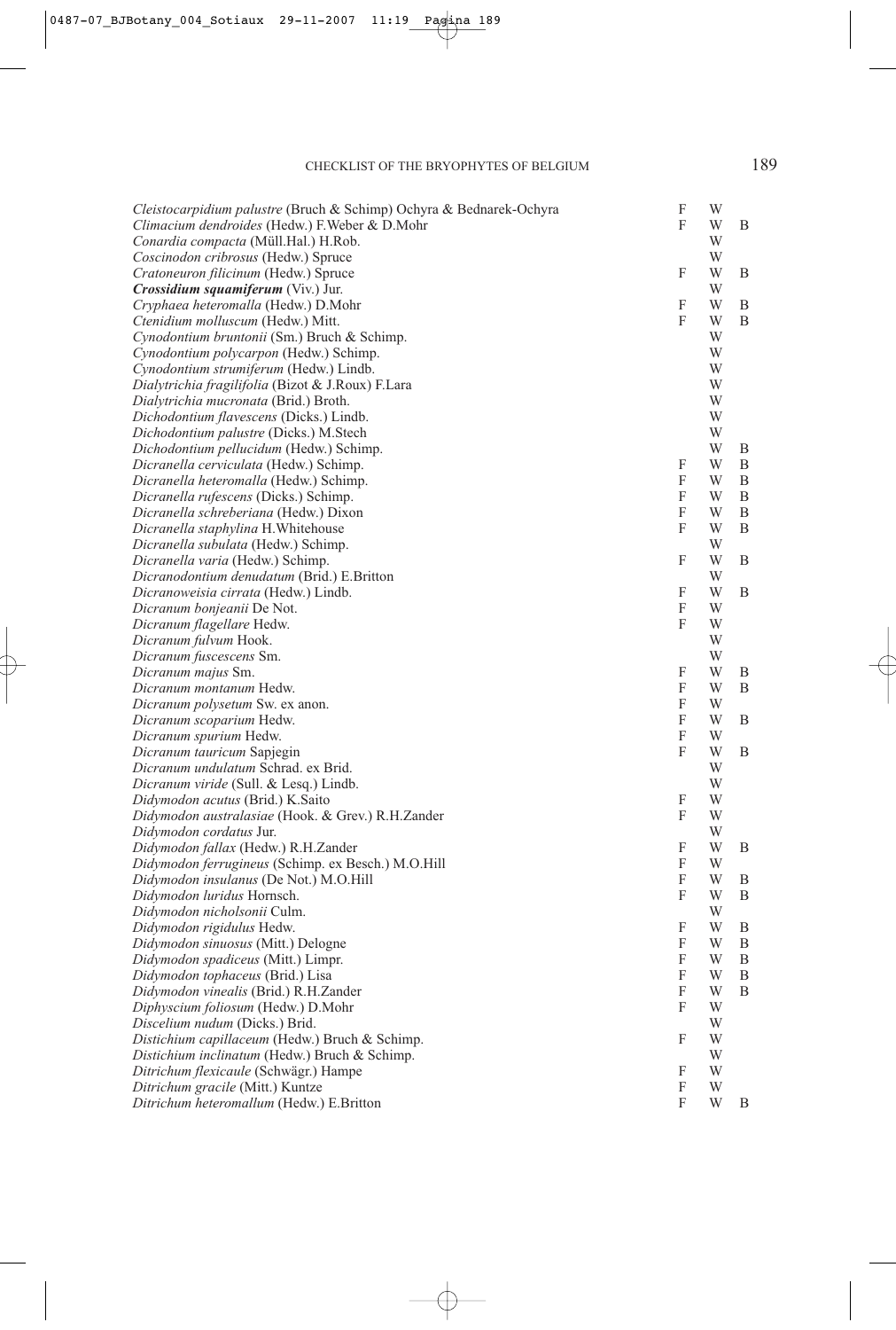| | | | |
|---|---|---|---|
| *Cleistocarpidium palustre* (Bruch & Schimp) Ochyra & Bednarek-Ochyra | F | W | |
| *Climacium dendroides* (Hedw.) F.Weber & D.Mohr | F | W | B |
| *Conardia compacta* (Müll.Hal.) H.Rob. | | W | |
| *Coscinodon cribrosus* (Hedw.) Spruce | | W | |
| *Cratoneuron filicinum* (Hedw.) Spruce | F | W | B |
| ***Crossidium squamiferum*** (Viv.) Jur. | | W | |
| *Cryphaea heteromalla* (Hedw.) D.Mohr | F | W | B |
| *Ctenidium molluscum* (Hedw.) Mitt. | F | W | B |
| *Cynodontium bruntonii* (Sm.) Bruch & Schimp. | | W | |
| *Cynodontium polycarpon* (Hedw.) Schimp. | | W | |
| *Cynodontium strumiferum* (Hedw.) Lindb. | | W | |
| *Dialytrichia fragilifolia* (Bizot & J.Roux) F.Lara | | W | |
| *Dialytrichia mucronata* (Brid.) Broth. | | W | |
| *Dichodontium flavescens* (Dicks.) Lindb. | | W | |
| *Dichodontium palustre* (Dicks.) M.Stech | | W | |
| *Dichodontium pellucidum* (Hedw.) Schimp. | | W | B |
| *Dicranella cerviculata* (Hedw.) Schimp. | F | W | B |
| *Dicranella heteromalla* (Hedw.) Schimp. | F | W | B |
| *Dicranella rufescens* (Dicks.) Schimp. | F | W | B |
| *Dicranella schreberiana* (Hedw.) Dixon | F | W | B |
| *Dicranella staphylina* H.Whitehouse | F | W | B |
| *Dicranella subulata* (Hedw.) Schimp. | | W | |
| *Dicranella varia* (Hedw.) Schimp. | F | W | B |
| *Dicranodontium denudatum* (Brid.) E.Britton | | W | |
| *Dicranoweisia cirrata* (Hedw.) Lindb. | F | W | B |
| *Dicranum bonjeanii* De Not. | F | W | |
| *Dicranum flagellare* Hedw. | F | W | |
| *Dicranum fulvum* Hook. | | W | |
| *Dicranum fuscescens* Sm. | | W | |
| *Dicranum majus* Sm. | F | W | B |
| *Dicranum montanum* Hedw. | F | W | B |
| *Dicranum polysetum* Sw. ex anon. | F | W | |
| *Dicranum scoparium* Hedw. | F | W | B |
| *Dicranum spurium* Hedw. | F | W | |
| *Dicranum tauricum* Sapjegin | F | W | B |
| *Dicranum undulatum* Schrad. ex Brid. | | W | |
| *Dicranum viride* (Sull. & Lesq.) Lindb. | | W | |
| *Didymodon acutus* (Brid.) K.Saito | F | W | |
| *Didymodon australasiae* (Hook. & Grev.) R.H.Zander | F | W | |
| *Didymodon cordatus* Jur. | | W | |
| *Didymodon fallax* (Hedw.) R.H.Zander | F | W | B |
| *Didymodon ferrugineus* (Schimp. ex Besch.) M.O.Hill | F | W | |
| *Didymodon insulanus* (De Not.) M.O.Hill | F | W | B |
| *Didymodon luridus* Hornsch. | F | W | B |
| *Didymodon nicholsonii* Culm. | | W | |
| *Didymodon rigidulus* Hedw. | F | W | B |
| *Didymodon sinuosus* (Mitt.) Delogne | F | W | B |
| *Didymodon spadiceus* (Mitt.) Limpr. | F | W | B |
| *Didymodon tophaceus* (Brid.) Lisa | F | W | B |
| *Didymodon vinealis* (Brid.) R.H.Zander | F | W | B |
| *Diphyscium foliosum* (Hedw.) D.Mohr | F | W | |
| *Discelium nudum* (Dicks.) Brid. | | W | |
| *Distichium capillaceum* (Hedw.) Bruch & Schimp. | F | W | |
| *Distichium inclinatum* (Hedw.) Bruch & Schimp. | | W | |
| *Ditrichum flexicaule* (Schwägr.) Hampe | F | W | |
| *Ditrichum gracile* (Mitt.) Kuntze | F | W | |
| *Ditrichum heteromallum* (Hedw.) E.Britton | F | W | B |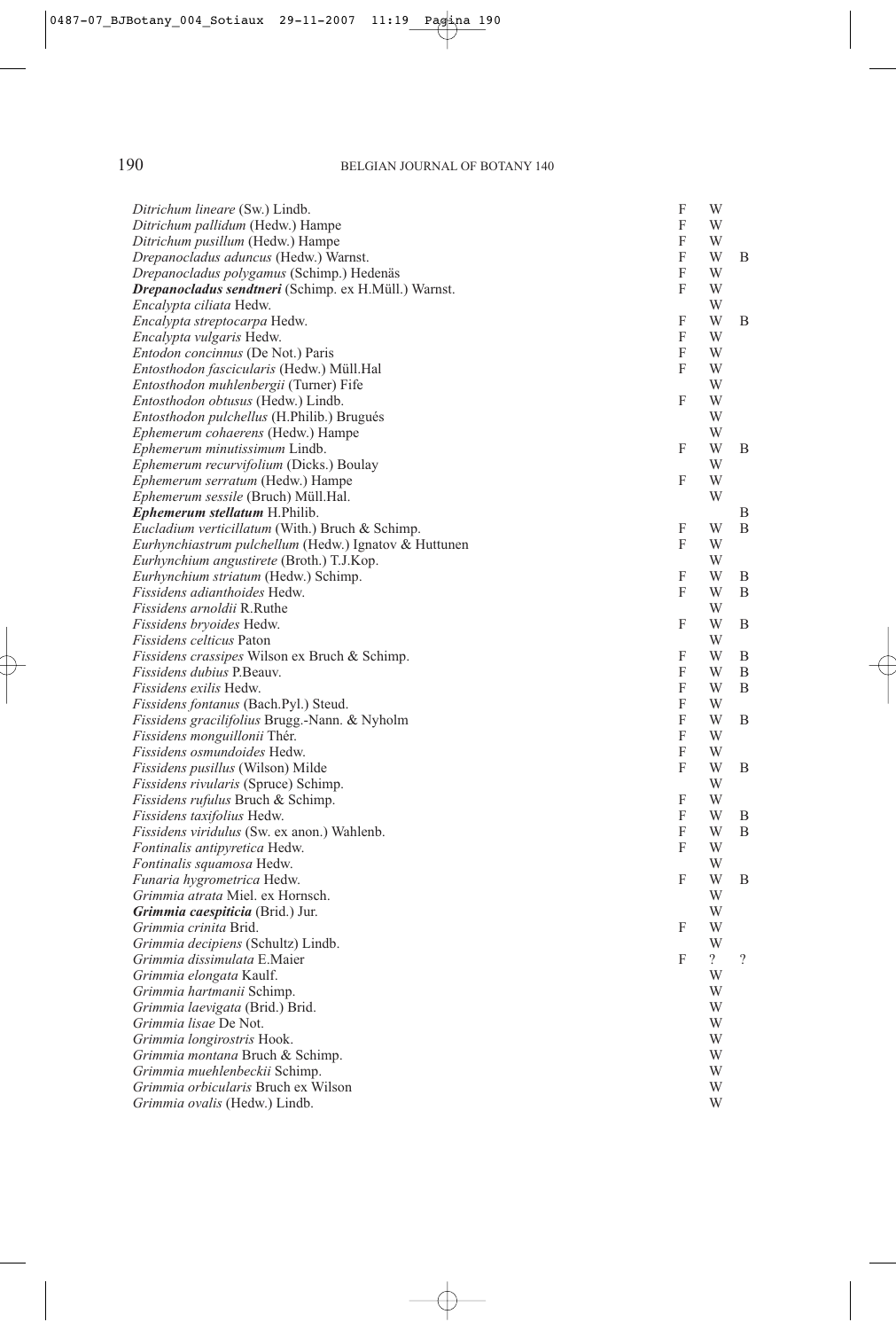| Species | | | |
|---|---|---|---|
| *Ditrichum lineare* (Sw.) Lindb. | F | W | |
| *Ditrichum pallidum* (Hedw.) Hampe | F | W | |
| *Ditrichum pusillum* (Hedw.) Hampe | F | W | |
| *Drepanocladus aduncus* (Hedw.) Warnst. | F | W | B |
| *Drepanocladus polygamus* (Schimp.) Hedenäs | F | W | |
| ***Drepanocladus sendtneri*** **(Schimp. ex H.Müll.) Warnst.** | F | W | |
| *Encalypta ciliata* Hedw. | | W | |
| *Encalypta streptocarpa* Hedw. | F | W | B |
| *Encalypta vulgaris* Hedw. | F | W | |
| *Entodon concinnus* (De Not.) Paris | F | W | |
| *Entosthodon fascicularis* (Hedw.) Müll.Hal | F | W | |
| *Entosthodon muhlenbergii* (Turner) Fife | | W | |
| *Entosthodon obtusus* (Hedw.) Lindb. | F | W | |
| *Entosthodon pulchellus* (H.Philib.) Brugués | | W | |
| *Ephemerum cohaerens* (Hedw.) Hampe | | W | |
| *Ephemerum minutissimum* Lindb. | F | W | B |
| *Ephemerum recurvifolium* (Dicks.) Boulay | | W | |
| *Ephemerum serratum* (Hedw.) Hampe | F | W | |
| *Ephemerum sessile* (Bruch) Müll.Hal. | | W | |
| ***Ephemerum stellatum*** **H.Philib.** | | | B |
| *Eucladium verticillatum* (With.) Bruch & Schimp. | F | W | B |
| *Eurhynchiastrum pulchellum* (Hedw.) Ignatov & Huttunen | F | W | |
| *Eurhynchium angustirete* (Broth.) T.J.Kop. | | W | |
| *Eurhynchium striatum* (Hedw.) Schimp. | F | W | B |
| *Fissidens adianthoides* Hedw. | F | W | B |
| *Fissidens arnoldii* R.Ruthe | | W | |
| *Fissidens bryoides* Hedw. | F | W | B |
| *Fissidens celticus* Paton | | W | |
| *Fissidens crassipes* Wilson ex Bruch & Schimp. | F | W | B |
| *Fissidens dubius* P.Beauv. | F | W | B |
| *Fissidens exilis* Hedw. | F | W | B |
| *Fissidens fontanus* (Bach.Pyl.) Steud. | F | W | |
| *Fissidens gracilifolius* Brugg.-Nann. & Nyholm | F | W | B |
| *Fissidens monguillonii* Thér. | F | W | |
| *Fissidens osmundoides* Hedw. | F | W | |
| *Fissidens pusillus* (Wilson) Milde | F | W | B |
| *Fissidens rivularis* (Spruce) Schimp. | | W | |
| *Fissidens rufulus* Bruch & Schimp. | F | W | |
| *Fissidens taxifolius* Hedw. | F | W | B |
| *Fissidens viridulus* (Sw. ex anon.) Wahlenb. | F | W | B |
| *Fontinalis antipyretica* Hedw. | F | W | |
| *Fontinalis squamosa* Hedw. | | W | |
| *Funaria hygrometrica* Hedw. | F | W | B |
| *Grimmia atrata* Miel. ex Hornsch. | | W | |
| ***Grimmia caespiticia*** **(Brid.) Jur.** | | W | |
| *Grimmia crinita* Brid. | F | W | |
| *Grimmia decipiens* (Schultz) Lindb. | | W | |
| *Grimmia dissimulata* E.Maier | F | ? | ? |
| *Grimmia elongata* Kaulf. | | W | |
| *Grimmia hartmanii* Schimp. | | W | |
| *Grimmia laevigata* (Brid.) Brid. | | W | |
| *Grimmia lisae* De Not. | | W | |
| *Grimmia longirostris* Hook. | | W | |
| *Grimmia montana* Bruch & Schimp. | | W | |
| *Grimmia muehlenbeckii* Schimp. | | W | |
| *Grimmia orbicularis* Bruch ex Wilson | | W | |
| *Grimmia ovalis* (Hedw.) Lindb. | | W | |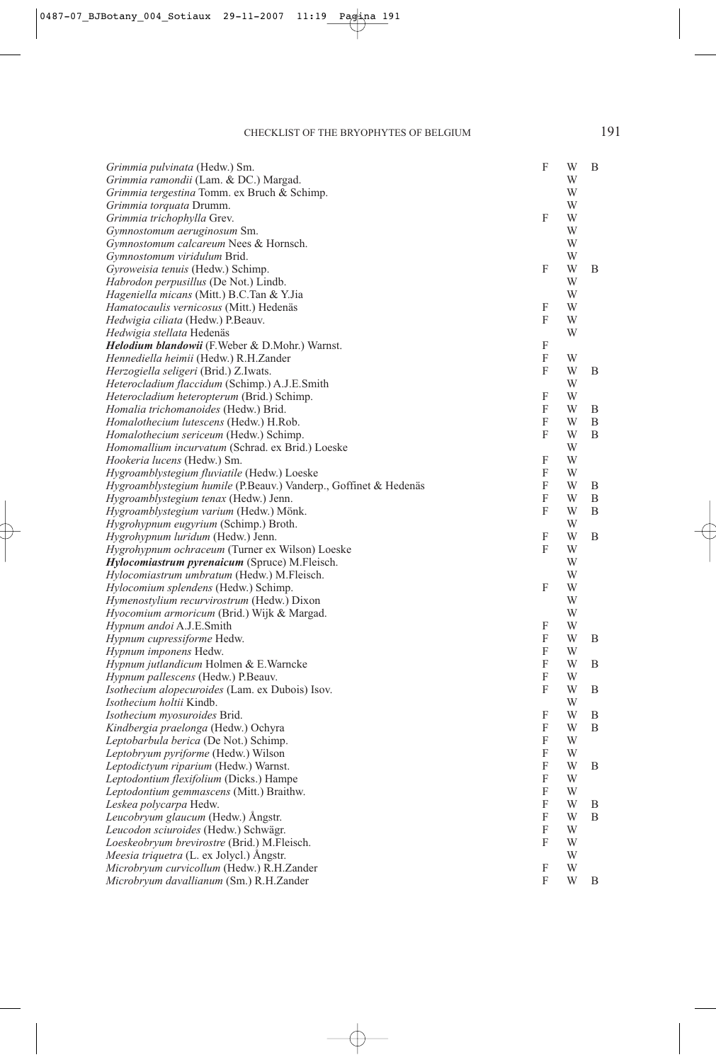| Taxon | F | W | B |
|---|---|---|---|
| *Grimmia pulvinata* (Hedw.) Sm. | F | W | B |
| *Grimmia ramondii* (Lam. & DC.) Margad. | | W | |
| *Grimmia tergestina* Tomm. ex Bruch & Schimp. | | W | |
| *Grimmia torquata* Drumm. | | W | |
| *Grimmia trichophylla* Grev. | F | W | |
| *Gymnostomum aeruginosum* Sm. | | W | |
| *Gymnostomum calcareum* Nees & Hornsch. | | W | |
| *Gymnostomum viridulum* Brid. | | W | |
| *Gyroweisia tenuis* (Hedw.) Schimp. | F | W | B |
| *Habrodon perpusillus* (De Not.) Lindb. | | W | |
| *Hageniella micans* (Mitt.) B.C.Tan & Y.Jia | | W | |
| *Hamatocaulis vernicosus* (Mitt.) Hedenäs | F | W | |
| *Hedwigia ciliata* (Hedw.) P.Beauv. | F | W | |
| *Hedwigia stellata* Hedenäs | | W | |
| ***Helodium blandowii*** (F.Weber & D.Mohr.) Warnst. | F | | |
| *Hennediella heimii* (Hedw.) R.H.Zander | F | W | |
| *Herzogiella seligeri* (Brid.) Z.Iwats. | F | W | B |
| *Heterocladium flaccidum* (Schimp.) A.J.E.Smith | | W | |
| *Heterocladium heteropterum* (Brid.) Schimp. | F | W | |
| *Homalia trichomanoides* (Hedw.) Brid. | F | W | B |
| *Homalothecium lutescens* (Hedw.) H.Rob. | F | W | B |
| *Homalothecium sericeum* (Hedw.) Schimp. | F | W | B |
| *Homomallium incurvatum* (Schrad. ex Brid.) Loeske | | W | |
| *Hookeria lucens* (Hedw.) Sm. | F | W | |
| *Hygroamblystegium fluviatile* (Hedw.) Loeske | F | W | |
| *Hygroamblystegium humile* (P.Beauv.) Vanderp., Goffinet & Hedenäs | F | W | B |
| *Hygroamblystegium tenax* (Hedw.) Jenn. | F | W | B |
| *Hygroamblystegium varium* (Hedw.) Mönk. | F | W | B |
| *Hygrohypnum eugyrium* (Schimp.) Broth. | | W | |
| *Hygrohypnum luridum* (Hedw.) Jenn. | F | W | B |
| *Hygrohypnum ochraceum* (Turner ex Wilson) Loeske | F | W | |
| ***Hylocomiastrum pyrenaicum*** (Spruce) M.Fleisch. | | W | |
| *Hylocomiastrum umbratum* (Hedw.) M.Fleisch. | | W | |
| *Hylocomium splendens* (Hedw.) Schimp. | F | W | |
| *Hymenostylium recurvirostrum* (Hedw.) Dixon | | W | |
| *Hyocomium armoricum* (Brid.) Wijk & Margad. | | W | |
| *Hypnum andoi* A.J.E.Smith | F | W | |
| *Hypnum cupressiforme* Hedw. | F | W | B |
| *Hypnum imponens* Hedw. | F | W | |
| *Hypnum jutlandicum* Holmen & E.Warncke | F | W | B |
| *Hypnum pallescens* (Hedw.) P.Beauv. | F | W | |
| *Isothecium alopecuroides* (Lam. ex Dubois) Isov. | F | W | B |
| *Isothecium holtii* Kindb. | | W | |
| *Isothecium myosuroides* Brid. | F | W | B |
| *Kindbergia praelonga* (Hedw.) Ochyra | F | W | B |
| *Leptobarbula berica* (De Not.) Schimp. | F | W | |
| *Leptobryum pyriforme* (Hedw.) Wilson | F | W | |
| *Leptodictyum riparium* (Hedw.) Warnst. | F | W | B |
| *Leptodontium flexifolium* (Dicks.) Hampe | F | W | |
| *Leptodontium gemmascens* (Mitt.) Braithw. | F | W | |
| *Leskea polycarpa* Hedw. | F | W | B |
| *Leucobryum glaucum* (Hedw.) Ångstr. | F | W | B |
| *Leucodon sciuroides* (Hedw.) Schwägr. | F | W | |
| *Loeskeobryum brevirostre* (Brid.) M.Fleisch. | F | W | |
| *Meesia triquetra* (L. ex Jolycl.) Ångstr. | | W | |
| *Microbryum curvicollum* (Hedw.) R.H.Zander | F | W | |
| *Microbryum davallianum* (Sm.) R.H.Zander | F | W | B |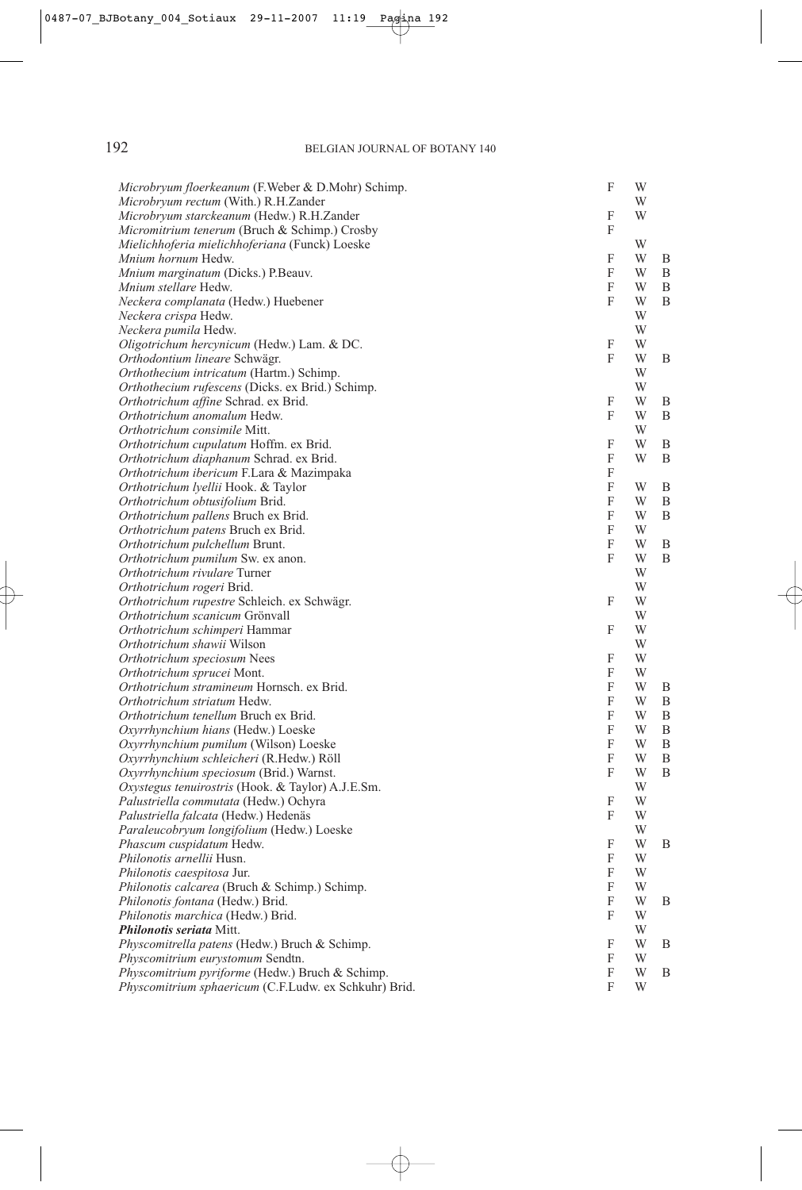| | | | |
|---|---|---|---|
| *Microbryum floerkeanum* (F.Weber & D.Mohr) Schimp. | F | W | |
| *Microbryum rectum* (With.) R.H.Zander | | W | |
| *Microbryum starckeanum* (Hedw.) R.H.Zander | F | W | |
| *Micromitrium tenerum* (Bruch & Schimp.) Crosby | F | | |
| *Mielichhoferia mielichhoferiana* (Funck) Loeske | | W | |
| *Mnium hornum* Hedw. | F | W | B |
| *Mnium marginatum* (Dicks.) P.Beauv. | F | W | B |
| *Mnium stellare* Hedw. | F | W | B |
| *Neckera complanata* (Hedw.) Huebener | F | W | B |
| *Neckera crispa* Hedw. | | W | |
| *Neckera pumila* Hedw. | | W | |
| *Oligotrichum hercynicum* (Hedw.) Lam. & DC. | F | W | |
| *Orthodontium lineare* Schwägr. | F | W | B |
| *Orthothecium intricatum* (Hartm.) Schimp. | | W | |
| *Orthothecium rufescens* (Dicks. ex Brid.) Schimp. | | W | |
| *Orthotrichum affine* Schrad. ex Brid. | F | W | B |
| *Orthotrichum anomalum* Hedw. | F | W | B |
| *Orthotrichum consimile* Mitt. | | W | |
| *Orthotrichum cupulatum* Hoffm. ex Brid. | F | W | B |
| *Orthotrichum diaphanum* Schrad. ex Brid. | F | W | B |
| *Orthotrichum ibericum* F.Lara & Mazimpaka | F | | |
| *Orthotrichum lyellii* Hook. & Taylor | F | W | B |
| *Orthotrichum obtusifolium* Brid. | F | W | B |
| *Orthotrichum pallens* Bruch ex Brid. | F | W | B |
| *Orthotrichum patens* Bruch ex Brid. | F | W | |
| *Orthotrichum pulchellum* Brunt. | F | W | B |
| *Orthotrichum pumilum* Sw. ex anon. | F | W | B |
| *Orthotrichum rivulare* Turner | | W | |
| *Orthotrichum rogeri* Brid. | | W | |
| *Orthotrichum rupestre* Schleich. ex Schwägr. | F | W | |
| *Orthotrichum scanicum* Grönvall | | W | |
| *Orthotrichum schimperi* Hammar | F | W | |
| *Orthotrichum shawii* Wilson | | W | |
| *Orthotrichum speciosum* Nees | F | W | |
| *Orthotrichum sprucei* Mont. | F | W | |
| *Orthotrichum stramineum* Hornsch. ex Brid. | F | W | B |
| *Orthotrichum striatum* Hedw. | F | W | B |
| *Orthotrichum tenellum* Bruch ex Brid. | F | W | B |
| *Oxyrrhynchium hians* (Hedw.) Loeske | F | W | B |
| *Oxyrrhynchium pumilum* (Wilson) Loeske | F | W | B |
| *Oxyrrhynchium schleicheri* (R.Hedw.) Röll | F | W | B |
| *Oxyrrhynchium speciosum* (Brid.) Warnst. | F | W | B |
| *Oxystegus tenuirostris* (Hook. & Taylor) A.J.E.Sm. | | W | |
| *Palustriella commutata* (Hedw.) Ochyra | F | W | |
| *Palustriella falcata* (Hedw.) Hedenäs | F | W | |
| *Paraleucobryum longifolium* (Hedw.) Loeske | | W | |
| *Phascum cuspidatum* Hedw. | F | W | B |
| *Philonotis arnellii* Husn. | F | W | |
| *Philonotis caespitosa* Jur. | F | W | |
| *Philonotis calcarea* (Bruch & Schimp.) Schimp. | F | W | |
| *Philonotis fontana* (Hedw.) Brid. | F | W | B |
| *Philonotis marchica* (Hedw.) Brid. | F | W | |
| ***Philonotis seriata*** **Mitt.** | | W | |
| *Physcomitrella patens* (Hedw.) Bruch & Schimp. | F | W | B |
| *Physcomitrium eurystomum* Sendtn. | F | W | |
| *Physcomitrium pyriforme* (Hedw.) Bruch & Schimp. | F | W | B |
| *Physcomitrium sphaericum* (C.F.Ludw. ex Schkuhr) Brid. | F | W | |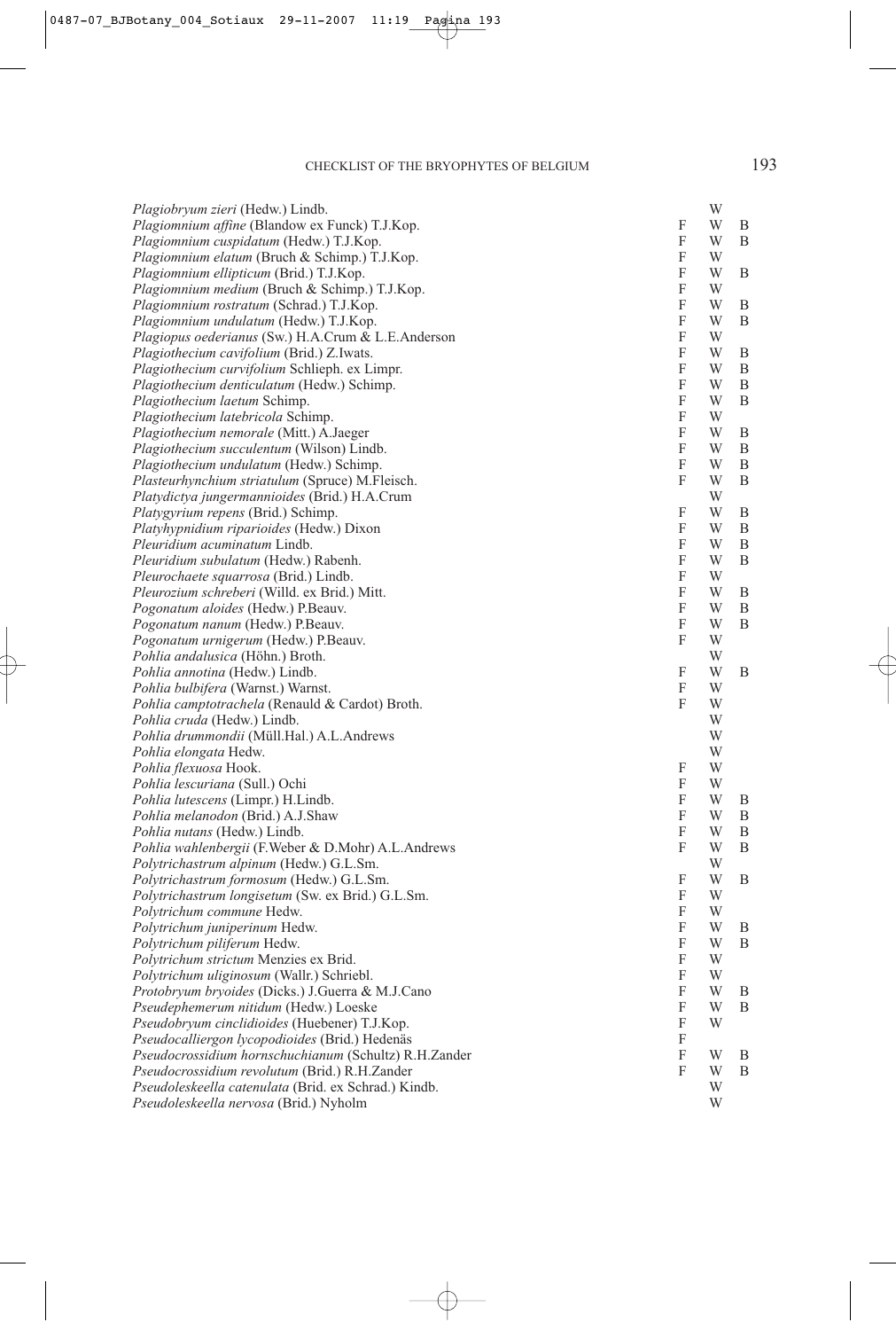| | | | |
|---|---|---|---|
| *Plagiobryum zieri* (Hedw.) Lindb. | | W | |
| *Plagiomnium affine* (Blandow ex Funck) T.J.Kop. | F | W | B |
| *Plagiomnium cuspidatum* (Hedw.) T.J.Kop. | F | W | B |
| *Plagiomnium elatum* (Bruch & Schimp.) T.J.Kop. | F | W | |
| *Plagiomnium ellipticum* (Brid.) T.J.Kop. | F | W | B |
| *Plagiomnium medium* (Bruch & Schimp.) T.J.Kop. | F | W | |
| *Plagiomnium rostratum* (Schrad.) T.J.Kop. | F | W | B |
| *Plagiomnium undulatum* (Hedw.) T.J.Kop. | F | W | B |
| *Plagiopus oederianus* (Sw.) H.A.Crum & L.E.Anderson | F | W | |
| *Plagiothecium cavifolium* (Brid.) Z.Iwats. | F | W | B |
| *Plagiothecium curvifolium* Schlieph. ex Limpr. | F | W | B |
| *Plagiothecium denticulatum* (Hedw.) Schimp. | F | W | B |
| *Plagiothecium laetum* Schimp. | F | W | B |
| *Plagiothecium latebricola* Schimp. | F | W | |
| *Plagiothecium nemorale* (Mitt.) A.Jaeger | F | W | B |
| *Plagiothecium succulentum* (Wilson) Lindb. | F | W | B |
| *Plagiothecium undulatum* (Hedw.) Schimp. | F | W | B |
| *Plasteurhynchium striatulum* (Spruce) M.Fleisch. | F | W | B |
| *Platydictya jungermannioides* (Brid.) H.A.Crum | | W | |
| *Platygyrium repens* (Brid.) Schimp. | F | W | B |
| *Platyhypnidium riparioides* (Hedw.) Dixon | F | W | B |
| *Pleuridium acuminatum* Lindb. | F | W | B |
| *Pleuridium subulatum* (Hedw.) Rabenh. | F | W | B |
| *Pleurochaete squarrosa* (Brid.) Lindb. | F | W | |
| *Pleurozium schreberi* (Willd. ex Brid.) Mitt. | F | W | B |
| *Pogonatum aloides* (Hedw.) P.Beauv. | F | W | B |
| *Pogonatum nanum* (Hedw.) P.Beauv. | F | W | B |
| *Pogonatum urnigerum* (Hedw.) P.Beauv. | F | W | |
| *Pohlia andalusica* (Höhn.) Broth. | | W | |
| *Pohlia annotina* (Hedw.) Lindb. | F | W | B |
| *Pohlia bulbifera* (Warnst.) Warnst. | F | W | |
| *Pohlia camptotrachela* (Renauld & Cardot) Broth. | F | W | |
| *Pohlia cruda* (Hedw.) Lindb. | | W | |
| *Pohlia drummondii* (Müll.Hal.) A.L.Andrews | | W | |
| *Pohlia elongata* Hedw. | | W | |
| *Pohlia flexuosa* Hook. | F | W | |
| *Pohlia lescuriana* (Sull.) Ochi | F | W | |
| *Pohlia lutescens* (Limpr.) H.Lindb. | F | W | B |
| *Pohlia melanodon* (Brid.) A.J.Shaw | F | W | B |
| *Pohlia nutans* (Hedw.) Lindb. | F | W | B |
| *Pohlia wahlenbergii* (F.Weber & D.Mohr) A.L.Andrews | F | W | B |
| *Polytrichastrum alpinum* (Hedw.) G.L.Sm. | | W | |
| *Polytrichastrum formosum* (Hedw.) G.L.Sm. | F | W | B |
| *Polytrichastrum longisetum* (Sw. ex Brid.) G.L.Sm. | F | W | |
| *Polytrichum commune* Hedw. | F | W | |
| *Polytrichum juniperinum* Hedw. | F | W | B |
| *Polytrichum piliferum* Hedw. | F | W | B |
| *Polytrichum strictum* Menzies ex Brid. | F | W | |
| *Polytrichum uliginosum* (Wallr.) Schriebl. | F | W | |
| *Protobryum bryoides* (Dicks.) J.Guerra & M.J.Cano | F | W | B |
| *Pseudephemerum nitidum* (Hedw.) Loeske | F | W | B |
| *Pseudobryum cinclidioides* (Huebener) T.J.Kop. | F | W | |
| *Pseudocalliergon lycopodioides* (Brid.) Hedenäs | F | | |
| *Pseudocrossidium hornschuchianum* (Schultz) R.H.Zander | F | W | B |
| *Pseudocrossidium revolutum* (Brid.) R.H.Zander | F | W | B |
| *Pseudoleskeella catenulata* (Brid. ex Schrad.) Kindb. | | W | |
| *Pseudoleskeella nervosa* (Brid.) Nyholm | | W | |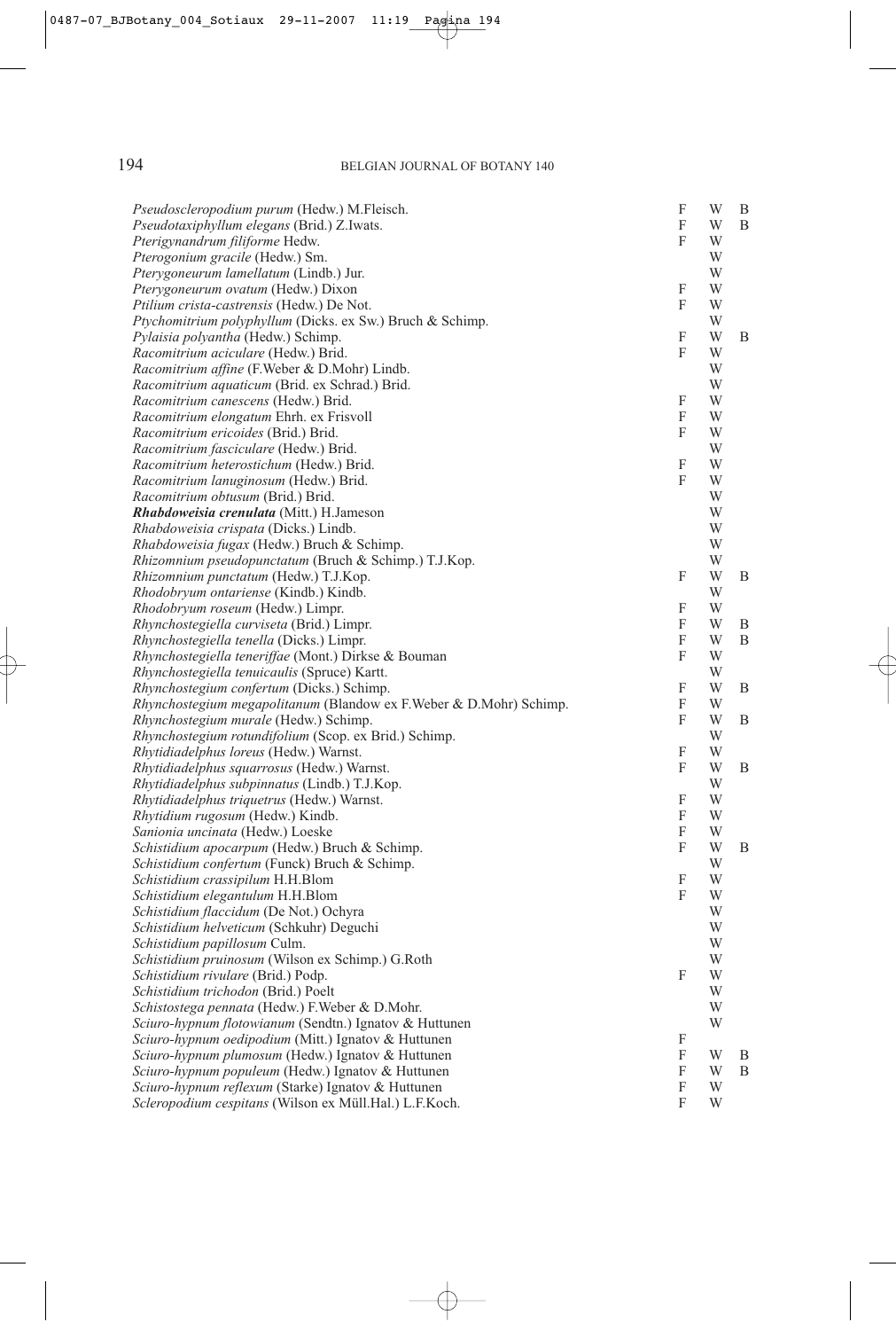| Taxon | F | W | B |
|---|---|---|---|
| *Pseudoscleropodium purum* (Hedw.) M.Fleisch. | F | W | B |
| *Pseudotaxiphyllum elegans* (Brid.) Z.Iwats. | F | W | B |
| *Pterigynandrum filiforme* Hedw. | F | W | |
| *Pterogonium gracile* (Hedw.) Sm. | | W | |
| *Pterygoneurum lamellatum* (Lindb.) Jur. | | W | |
| *Pterygoneurum ovatum* (Hedw.) Dixon | F | W | |
| *Ptilium crista-castrensis* (Hedw.) De Not. | F | W | |
| *Ptychomitrium polyphyllum* (Dicks. ex Sw.) Bruch & Schimp. | | W | |
| *Pylaisia polyantha* (Hedw.) Schimp. | F | W | B |
| *Racomitrium aciculare* (Hedw.) Brid. | F | W | |
| *Racomitrium affine* (F.Weber & D.Mohr) Lindb. | | W | |
| *Racomitrium aquaticum* (Brid. ex Schrad.) Brid. | | W | |
| *Racomitrium canescens* (Hedw.) Brid. | F | W | |
| *Racomitrium elongatum* Ehrh. ex Frisvoll | F | W | |
| *Racomitrium ericoides* (Brid.) Brid. | F | W | |
| *Racomitrium fasciculare* (Hedw.) Brid. | | W | |
| *Racomitrium heterostichum* (Hedw.) Brid. | F | W | |
| *Racomitrium lanuginosum* (Hedw.) Brid. | F | W | |
| *Racomitrium obtusum* (Brid.) Brid. | | W | |
| ***Rhabdoweisia crenulata*** (Mitt.) H.Jameson | | W | |
| *Rhabdoweisia crispata* (Dicks.) Lindb. | | W | |
| *Rhabdoweisia fugax* (Hedw.) Bruch & Schimp. | | W | |
| *Rhizomnium pseudopunctatum* (Bruch & Schimp.) T.J.Kop. | | W | |
| *Rhizomnium punctatum* (Hedw.) T.J.Kop. | F | W | B |
| *Rhodobryum ontariense* (Kindb.) Kindb. | | W | |
| *Rhodobryum roseum* (Hedw.) Limpr. | F | W | |
| *Rhynchostegiella curviseta* (Brid.) Limpr. | F | W | B |
| *Rhynchostegiella tenella* (Dicks.) Limpr. | F | W | B |
| *Rhynchostegiella teneriffae* (Mont.) Dirkse & Bouman | F | W | |
| *Rhynchostegiella tenuicaulis* (Spruce) Kartt. | | W | |
| *Rhynchostegium confertum* (Dicks.) Schimp. | F | W | B |
| *Rhynchostegium megapolitanum* (Blandow ex F.Weber & D.Mohr) Schimp. | F | W | |
| *Rhynchostegium murale* (Hedw.) Schimp. | F | W | B |
| *Rhynchostegium rotundifolium* (Scop. ex Brid.) Schimp. | | W | |
| *Rhytidiadelphus loreus* (Hedw.) Warnst. | F | W | |
| *Rhytidiadelphus squarrosus* (Hedw.) Warnst. | F | W | B |
| *Rhytidiadelphus subpinnatus* (Lindb.) T.J.Kop. | | W | |
| *Rhytidiadelphus triquetrus* (Hedw.) Warnst. | F | W | |
| *Rhytidium rugosum* (Hedw.) Kindb. | F | W | |
| *Sanionia uncinata* (Hedw.) Loeske | F | W | |
| *Schistidium apocarpum* (Hedw.) Bruch & Schimp. | F | W | B |
| *Schistidium confertum* (Funck) Bruch & Schimp. | | W | |
| *Schistidium crassipilum* H.H.Blom | F | W | |
| *Schistidium elegantulum* H.H.Blom | F | W | |
| *Schistidium flaccidum* (De Not.) Ochyra | | W | |
| *Schistidium helveticum* (Schkuhr) Deguchi | | W | |
| *Schistidium papillosum* Culm. | | W | |
| *Schistidium pruinosum* (Wilson ex Schimp.) G.Roth | | W | |
| *Schistidium rivulare* (Brid.) Podp. | F | W | |
| *Schistidium trichodon* (Brid.) Poelt | | W | |
| *Schistostega pennata* (Hedw.) F.Weber & D.Mohr. | | W | |
| *Sciuro-hypnum flotowianum* (Sendtn.) Ignatov & Huttunen | | W | |
| *Sciuro-hypnum oedipodium* (Mitt.) Ignatov & Huttunen | F | | |
| *Sciuro-hypnum plumosum* (Hedw.) Ignatov & Huttunen | F | W | B |
| *Sciuro-hypnum populeum* (Hedw.) Ignatov & Huttunen | F | W | B |
| *Sciuro-hypnum reflexum* (Starke) Ignatov & Huttunen | F | W | |
| *Scleropodium cespitans* (Wilson ex Müll.Hal.) L.F.Koch. | F | W | |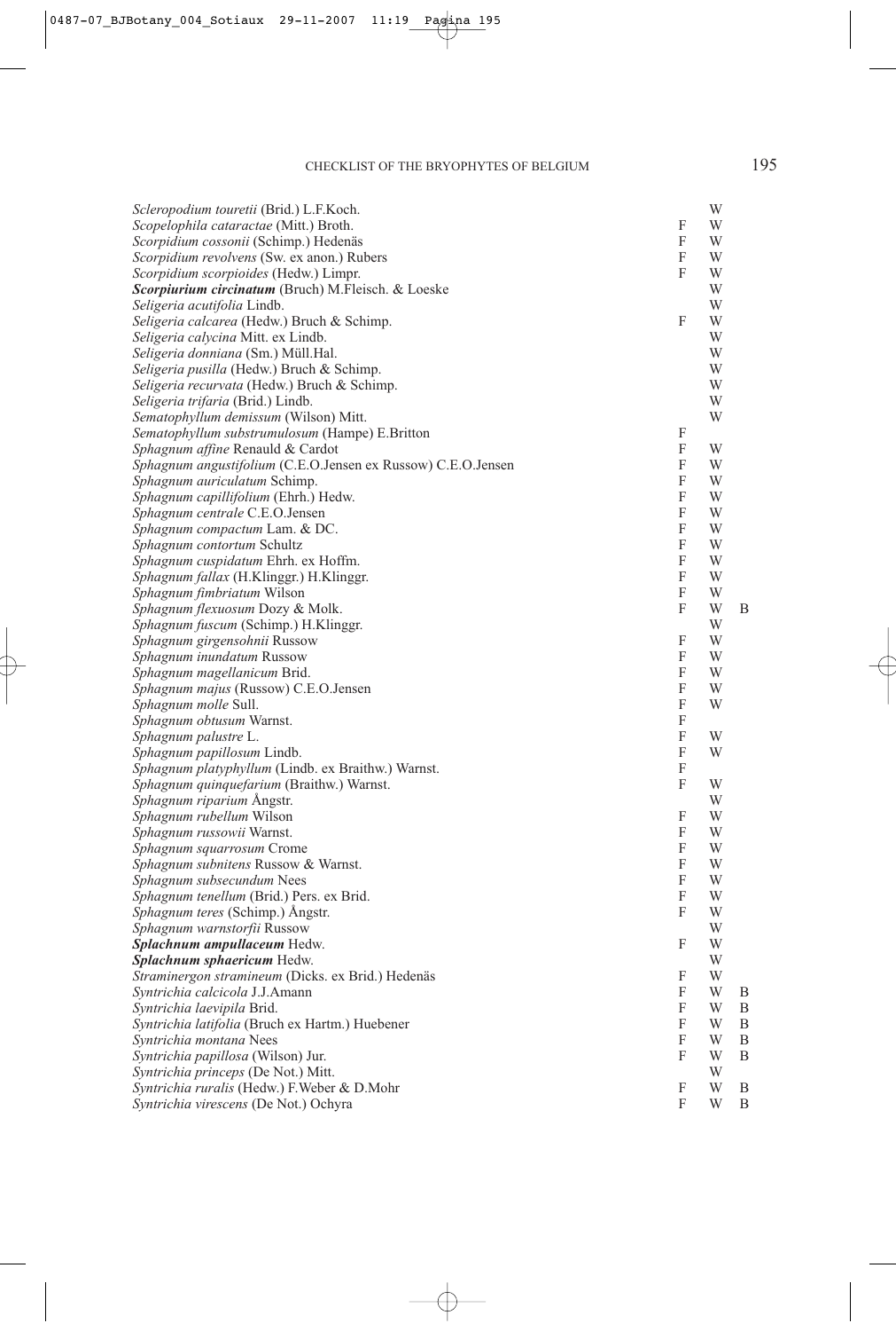| Taxon | F | W | B |
|---|---|---|---|
| *Scleropodium touretii* (Brid.) L.F.Koch. | | W | |
| *Scopelophila cataractae* (Mitt.) Broth. | F | W | |
| *Scorpidium cossonii* (Schimp.) Hedenäs | F | W | |
| *Scorpidium revolvens* (Sw. ex anon.) Rubers | F | W | |
| *Scorpidium scorpioides* (Hedw.) Limpr. | F | W | |
| ***Scorpiurium circinatum*** (Bruch) M.Fleisch. & Loeske | | W | |
| *Seligeria acutifolia* Lindb. | | W | |
| *Seligeria calcarea* (Hedw.) Bruch & Schimp. | F | W | |
| *Seligeria calycina* Mitt. ex Lindb. | | W | |
| *Seligeria donniana* (Sm.) Müll.Hal. | | W | |
| *Seligeria pusilla* (Hedw.) Bruch & Schimp. | | W | |
| *Seligeria recurvata* (Hedw.) Bruch & Schimp. | | W | |
| *Seligeria trifaria* (Brid.) Lindb. | | W | |
| *Sematophyllum demissum* (Wilson) Mitt. | | W | |
| *Sematophyllum substrumulosum* (Hampe) E.Britton | F | | |
| *Sphagnum affine* Renauld & Cardot | F | W | |
| *Sphagnum angustifolium* (C.E.O.Jensen ex Russow) C.E.O.Jensen | F | W | |
| *Sphagnum auriculatum* Schimp. | F | W | |
| *Sphagnum capillifolium* (Ehrh.) Hedw. | F | W | |
| *Sphagnum centrale* C.E.O.Jensen | F | W | |
| *Sphagnum compactum* Lam. & DC. | F | W | |
| *Sphagnum contortum* Schultz | F | W | |
| *Sphagnum cuspidatum* Ehrh. ex Hoffm. | F | W | |
| *Sphagnum fallax* (H.Klinggr.) H.Klinggr. | F | W | |
| *Sphagnum fimbriatum* Wilson | F | W | |
| *Sphagnum flexuosum* Dozy & Molk. | F | W | B |
| *Sphagnum fuscum* (Schimp.) H.Klinggr. | | W | |
| *Sphagnum girgensohnii* Russow | F | W | |
| *Sphagnum inundatum* Russow | F | W | |
| *Sphagnum magellanicum* Brid. | F | W | |
| *Sphagnum majus* (Russow) C.E.O.Jensen | F | W | |
| *Sphagnum molle* Sull. | F | W | |
| *Sphagnum obtusum* Warnst. | F | | |
| *Sphagnum palustre* L. | F | W | |
| *Sphagnum papillosum* Lindb. | F | W | |
| *Sphagnum platyphyllum* (Lindb. ex Braithw.) Warnst. | F | | |
| *Sphagnum quinquefarium* (Braithw.) Warnst. | F | W | |
| *Sphagnum riparium* Ångstr. | | W | |
| *Sphagnum rubellum* Wilson | F | W | |
| *Sphagnum russowii* Warnst. | F | W | |
| *Sphagnum squarrosum* Crome | F | W | |
| *Sphagnum subnitens* Russow & Warnst. | F | W | |
| *Sphagnum subsecundum* Nees | F | W | |
| *Sphagnum tenellum* (Brid.) Pers. ex Brid. | F | W | |
| *Sphagnum teres* (Schimp.) Ångstr. | F | W | |
| *Sphagnum warnstorfii* Russow | | W | |
| ***Splachnum ampullaceum*** Hedw. | F | W | |
| ***Splachnum sphaericum*** Hedw. | | W | |
| *Straminergon stramineum* (Dicks. ex Brid.) Hedenäs | F | W | |
| *Syntrichia calcicola* J.J.Amann | F | W | B |
| *Syntrichia laevipila* Brid. | F | W | B |
| *Syntrichia latifolia* (Bruch ex Hartm.) Huebener | F | W | B |
| *Syntrichia montana* Nees | F | W | B |
| *Syntrichia papillosa* (Wilson) Jur. | F | W | B |
| *Syntrichia princeps* (De Not.) Mitt. | | W | |
| *Syntrichia ruralis* (Hedw.) F.Weber & D.Mohr | F | W | B |
| *Syntrichia virescens* (De Not.) Ochyra | F | W | B |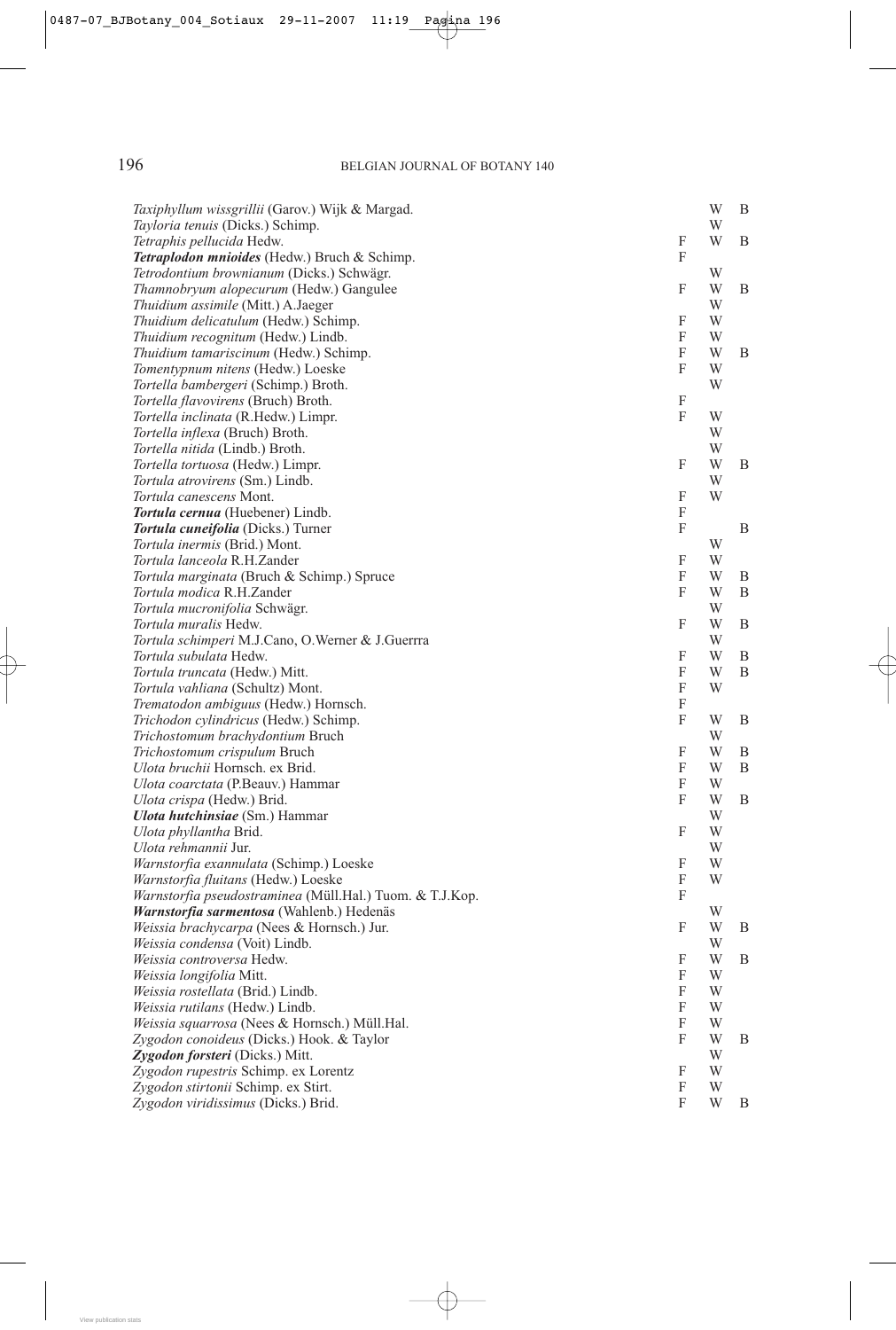| | | | |
|---|---|---|---|
| *Taxiphyllum wissgrillii* (Garov.) Wijk & Margad. | | W | B |
| *Tayloria tenuis* (Dicks.) Schimp. | | W | |
| *Tetraphis pellucida* Hedw. | F | W | B |
| ***Tetraplodon mnioides*** **(Hedw.) Bruch & Schimp.** | F | | |
| *Tetrodontium brownianum* (Dicks.) Schwägr. | | W | |
| *Thamnobryum alopecurum* (Hedw.) Gangulee | F | W | B |
| *Thuidium assimile* (Mitt.) A.Jaeger | | W | |
| *Thuidium delicatulum* (Hedw.) Schimp. | F | W | |
| *Thuidium recognitum* (Hedw.) Lindb. | F | W | |
| *Thuidium tamariscinum* (Hedw.) Schimp. | F | W | B |
| *Tomentypnum nitens* (Hedw.) Loeske | F | W | |
| *Tortella bambergeri* (Schimp.) Broth. | | W | |
| *Tortella flavovirens* (Bruch) Broth. | F | | |
| *Tortella inclinata* (R.Hedw.) Limpr. | F | W | |
| *Tortella inflexa* (Bruch) Broth. | | W | |
| *Tortella nitida* (Lindb.) Broth. | | W | |
| *Tortella tortuosa* (Hedw.) Limpr. | F | W | B |
| *Tortula atrovirens* (Sm.) Lindb. | | W | |
| *Tortula canescens* Mont. | F | W | |
| ***Tortula cernua*** **(Huebener) Lindb.** | F | | |
| ***Tortula cuneifolia*** **(Dicks.) Turner** | F | | B |
| *Tortula inermis* (Brid.) Mont. | | W | |
| *Tortula lanceola* R.H.Zander | F | W | |
| *Tortula marginata* (Bruch & Schimp.) Spruce | F | W | B |
| *Tortula modica* R.H.Zander | F | W | B |
| *Tortula mucronifolia* Schwägr. | | W | |
| *Tortula muralis* Hedw. | F | W | B |
| *Tortula schimperi* M.J.Cano, O.Werner & J.Guerrra | | W | |
| *Tortula subulata* Hedw. | F | W | B |
| *Tortula truncata* (Hedw.) Mitt. | F | W | B |
| *Tortula vahliana* (Schultz) Mont. | F | W | |
| *Trematodon ambiguus* (Hedw.) Hornsch. | F | | |
| *Trichodon cylindricus* (Hedw.) Schimp. | F | W | B |
| *Trichostomum brachydontium* Bruch | | W | |
| *Trichostomum crispulum* Bruch | F | W | B |
| *Ulota bruchii* Hornsch. ex Brid. | F | W | B |
| *Ulota coarctata* (P.Beauv.) Hammar | F | W | |
| *Ulota crispa* (Hedw.) Brid. | F | W | B |
| ***Ulota hutchinsiae*** **(Sm.) Hammar** | | W | |
| *Ulota phyllantha* Brid. | F | W | |
| *Ulota rehmannii* Jur. | | W | |
| *Warnstorfia exannulata* (Schimp.) Loeske | F | W | |
| *Warnstorfia fluitans* (Hedw.) Loeske | F | W | |
| *Warnstorfia pseudostraminea* (Müll.Hal.) Tuom. & T.J.Kop. | F | | |
| ***Warnstorfia sarmentosa*** **(Wahlenb.) Hedenäs** | | W | |
| *Weissia brachycarpa* (Nees & Hornsch.) Jur. | F | W | B |
| *Weissia condensa* (Voit) Lindb. | | W | |
| *Weissia controversa* Hedw. | F | W | B |
| *Weissia longifolia* Mitt. | F | W | |
| *Weissia rostellata* (Brid.) Lindb. | F | W | |
| *Weissia rutilans* (Hedw.) Lindb. | F | W | |
| *Weissia squarrosa* (Nees & Hornsch.) Müll.Hal. | F | W | |
| *Zygodon conoideus* (Dicks.) Hook. & Taylor | F | W | B |
| ***Zygodon forsteri*** **(Dicks.) Mitt.** | | W | |
| *Zygodon rupestris* Schimp. ex Lorentz | F | W | |
| *Zygodon stirtonii* Schimp. ex Stirt. | F | W | |
| *Zygodon viridissimus* (Dicks.) Brid. | F | W | B |